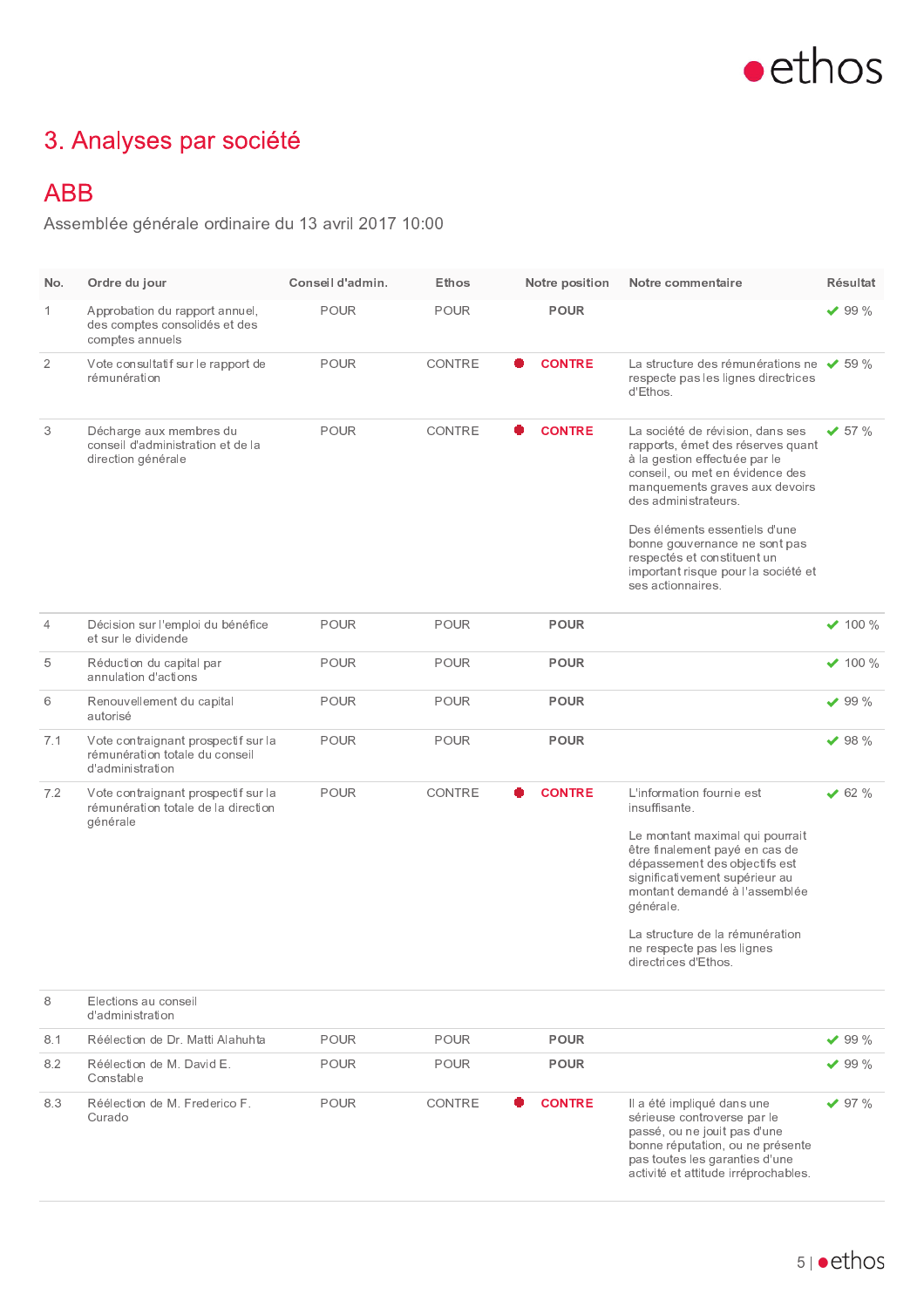# 3. Analyses par société

## ABB

Assemblée générale ordinaire du 13 avril 2017 10:00

| No. | Ordre du jour | Conseil d'admin. | Ethos | Notre position | Notre commentaire | Résultat |
|---|---|---|---|---|---|---|
| 1 | Approbation du rapport annuel, des comptes consolidés et des comptes annuels | POUR | POUR | **POUR** | | ✔ 99 % |
| 2 | Vote consultatif sur le rapport de rémunération | POUR | CONTRE | **CONTRE** | La structure des rémunérations ne respecte pas les lignes directrices d'Ethos. | ✔ 59 % |
| 3 | Décharge aux membres du conseil d'administration et de la direction générale | POUR | CONTRE | **CONTRE** | La société de révision, dans ses rapports, émet des réserves quant à la gestion effectuée par le conseil, ou met en évidence des manquements graves aux devoirs des administrateurs.<br><br>Des éléments essentiels d'une bonne gouvernance ne sont pas respectés et constituent un important risque pour la société et ses actionnaires. | ✔ 57 % |
| 4 | Décision sur l'emploi du bénéfice et sur le dividende | POUR | POUR | **POUR** | | ✔ 100 % |
| 5 | Réduction du capital par annulation d'actions | POUR | POUR | **POUR** | | ✔ 100 % |
| 6 | Renouvellement du capital autorisé | POUR | POUR | **POUR** | | ✔ 99 % |
| 7.1 | Vote contraignant prospectif sur la rémunération totale du conseil d'administration | POUR | POUR | **POUR** | | ✔ 98 % |
| 7.2 | Vote contraignant prospectif sur la rémunération totale de la direction générale | POUR | CONTRE | **CONTRE** | L'information fournie est insuffisante.<br><br>Le montant maximal qui pourrait être finalement payé en cas de dépassement des objectifs est significativement supérieur au montant demandé à l'assemblée générale.<br><br>La structure de la rémunération ne respecte pas les lignes directrices d'Ethos. | ✔ 62 % |
| 8 | Elections au conseil d'administration | | | | | |
| 8.1 | Réélection de Dr. Matti Alahuhta | POUR | POUR | **POUR** | | ✔ 99 % |
| 8.2 | Réélection de M. David E. Constable | POUR | POUR | **POUR** | | ✔ 99 % |
| 8.3 | Réélection de M. Frederico F. Curado | POUR | CONTRE | **CONTRE** | Il a été impliqué dans une sérieuse controverse par le passé, ou ne jouit pas d'une bonne réputation, ou ne présente pas toutes les garanties d'une activité et attitude irréprochables. | ✔ 97 % |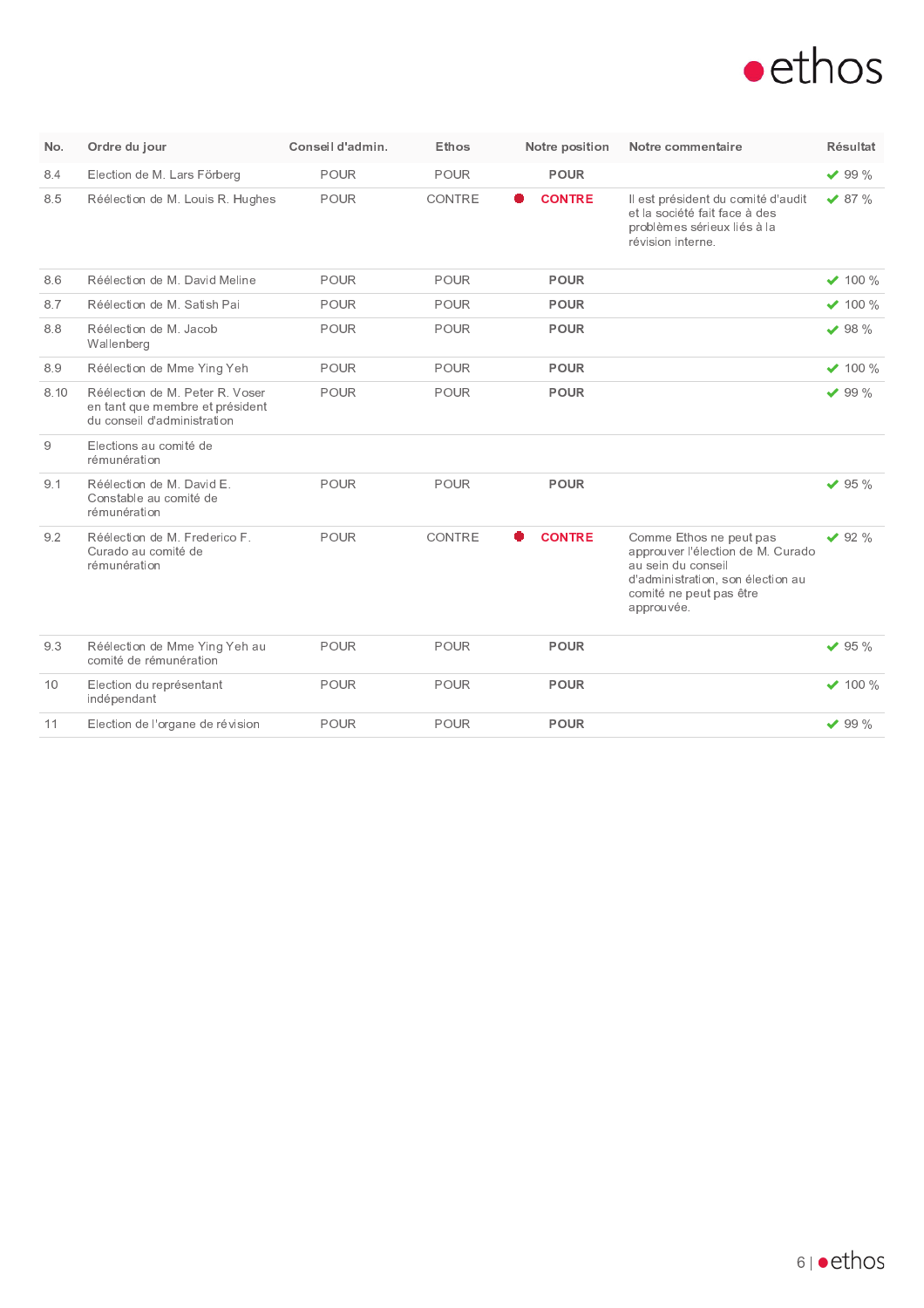| No. | Ordre du jour | Conseil d'admin. | Ethos | Notre position | Notre commentaire | Résultat |
|---|---|---|---|---|---|---|
| 8.4 | Election de M. Lars Förberg | POUR | POUR | **POUR** | | ✔ 99 % |
| 8.5 | Réélection de M. Louis R. Hughes | POUR | CONTRE | **CONTRE** | Il est président du comité d'audit et la société fait face à des problèmes sérieux liés à la révision interne. | ✔ 87 % |
| 8.6 | Réélection de M. David Meline | POUR | POUR | **POUR** | | ✔ 100 % |
| 8.7 | Réélection de M. Satish Pai | POUR | POUR | **POUR** | | ✔ 100 % |
| 8.8 | Réélection de M. Jacob Wallenberg | POUR | POUR | **POUR** | | ✔ 98 % |
| 8.9 | Réélection de Mme Ying Yeh | POUR | POUR | **POUR** | | ✔ 100 % |
| 8.10 | Réélection de M. Peter R. Voser en tant que membre et président du conseil d'administration | POUR | POUR | **POUR** | | ✔ 99 % |
| 9 | Elections au comité de rémunération | | | | | |
| 9.1 | Réélection de M. David E. Constable au comité de rémunération | POUR | POUR | **POUR** | | ✔ 95 % |
| 9.2 | Réélection de M. Frederico F. Curado au comité de rémunération | POUR | CONTRE | **CONTRE** | Comme Ethos ne peut pas approuver l'élection de M. Curado au sein du conseil d'administration, son élection au comité ne peut pas être approuvée. | ✔ 92 % |
| 9.3 | Réélection de Mme Ying Yeh au comité de rémunération | POUR | POUR | **POUR** | | ✔ 95 % |
| 10 | Election du représentant indépendant | POUR | POUR | **POUR** | | ✔ 100 % |
| 11 | Election de l'organe de révision | POUR | POUR | **POUR** | | ✔ 99 % |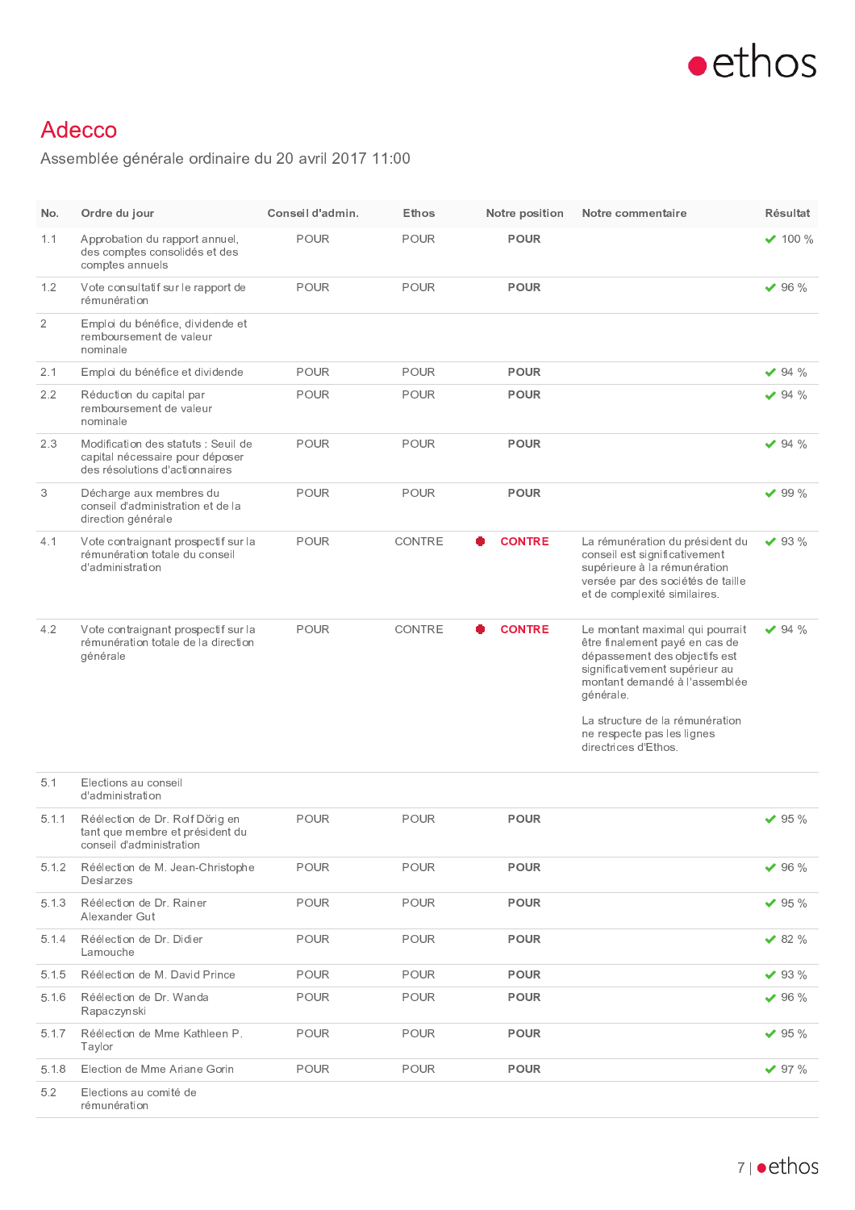# Adecco

Assemblée générale ordinaire du 20 avril 2017 11:00

| No. | Ordre du jour | Conseil d'admin. | Ethos | Notre position | Notre commentaire | Résultat |
|---|---|---|---|---|---|---|
| 1.1 | Approbation du rapport annuel, des comptes consolidés et des comptes annuels | POUR | POUR | **POUR** | | ✔ 100 % |
| 1.2 | Vote consultatif sur le rapport de rémunération | POUR | POUR | **POUR** | | ✔ 96 % |
| 2 | Emploi du bénéfice, dividende et remboursement de valeur nominale | | | | | |
| 2.1 | Emploi du bénéfice et dividende | POUR | POUR | **POUR** | | ✔ 94 % |
| 2.2 | Réduction du capital par remboursement de valeur nominale | POUR | POUR | **POUR** | | ✔ 94 % |
| 2.3 | Modification des statuts : Seuil de capital nécessaire pour déposer des résolutions d'actionnaires | POUR | POUR | **POUR** | | ✔ 94 % |
| 3 | Décharge aux membres du conseil d'administration et de la direction générale | POUR | POUR | **POUR** | | ✔ 99 % |
| 4.1 | Vote contraignant prospectif sur la rémunération totale du conseil d'administration | POUR | CONTRE | **CONTRE** | La rémunération du président du conseil est significativement supérieure à la rémunération versée par des sociétés de taille et de complexité similaires. | ✔ 93 % |
| 4.2 | Vote contraignant prospectif sur la rémunération totale de la direction générale | POUR | CONTRE | **CONTRE** | Le montant maximal qui pourrait être finalement payé en cas de dépassement des objectifs est significativement supérieur au montant demandé à l'assemblée générale.<br><br>La structure de la rémunération ne respecte pas les lignes directrices d'Ethos. | ✔ 94 % |
| 5.1 | Elections au conseil d'administration | | | | | |
| 5.1.1 | Réélection de Dr. Rolf Dörig en tant que membre et président du conseil d'administration | POUR | POUR | **POUR** | | ✔ 95 % |
| 5.1.2 | Réélection de M. Jean-Christophe Deslarzes | POUR | POUR | **POUR** | | ✔ 96 % |
| 5.1.3 | Réélection de Dr. Rainer Alexander Gut | POUR | POUR | **POUR** | | ✔ 95 % |
| 5.1.4 | Réélection de Dr. Didier Lamouche | POUR | POUR | **POUR** | | ✔ 82 % |
| 5.1.5 | Réélection de M. David Prince | POUR | POUR | **POUR** | | ✔ 93 % |
| 5.1.6 | Réélection de Dr. Wanda Rapaczynski | POUR | POUR | **POUR** | | ✔ 96 % |
| 5.1.7 | Réélection de Mme Kathleen P. Taylor | POUR | POUR | **POUR** | | ✔ 95 % |
| 5.1.8 | Election de Mme Ariane Gorin | POUR | POUR | **POUR** | | ✔ 97 % |
| 5.2 | Elections au comité de rémunération | | | | | |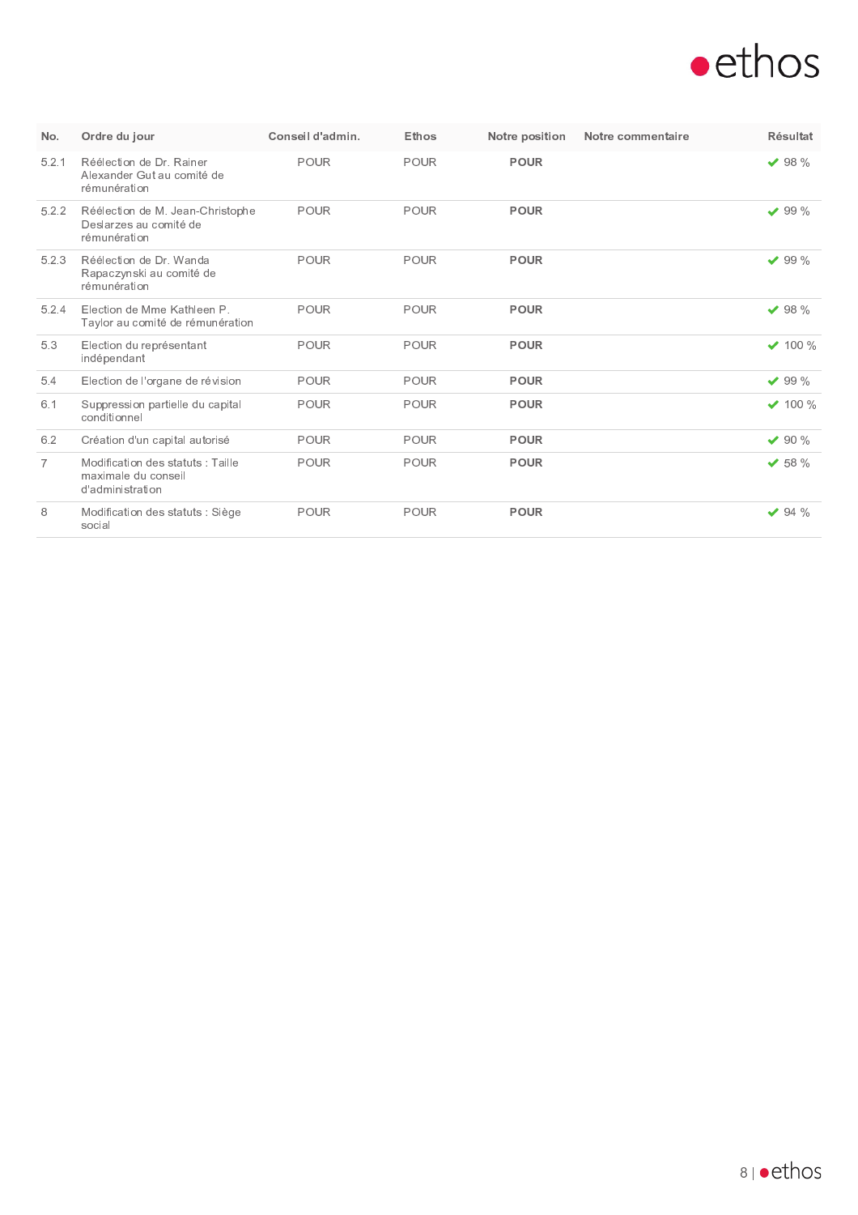| No. | Ordre du jour | Conseil d'admin. | Ethos | Notre position | Notre commentaire | Résultat |
|---|---|---|---|---|---|---|
| 5.2.1 | Réélection de Dr. Rainer Alexander Gut au comité de rémunération | POUR | POUR | **POUR** | | ✔ 98 % |
| 5.2.2 | Réélection de M. Jean-Christophe Deslarzes au comité de rémunération | POUR | POUR | **POUR** | | ✔ 99 % |
| 5.2.3 | Réélection de Dr. Wanda Rapaczynski au comité de rémunération | POUR | POUR | **POUR** | | ✔ 99 % |
| 5.2.4 | Election de Mme Kathleen P. Taylor au comité de rémunération | POUR | POUR | **POUR** | | ✔ 98 % |
| 5.3 | Election du représentant indépendant | POUR | POUR | **POUR** | | ✔ 100 % |
| 5.4 | Election de l'organe de révision | POUR | POUR | **POUR** | | ✔ 99 % |
| 6.1 | Suppression partielle du capital conditionnel | POUR | POUR | **POUR** | | ✔ 100 % |
| 6.2 | Création d'un capital autorisé | POUR | POUR | **POUR** | | ✔ 90 % |
| 7 | Modification des statuts : Taille maximale du conseil d'administration | POUR | POUR | **POUR** | | ✔ 58 % |
| 8 | Modification des statuts : Siège social | POUR | POUR | **POUR** | | ✔ 94 % |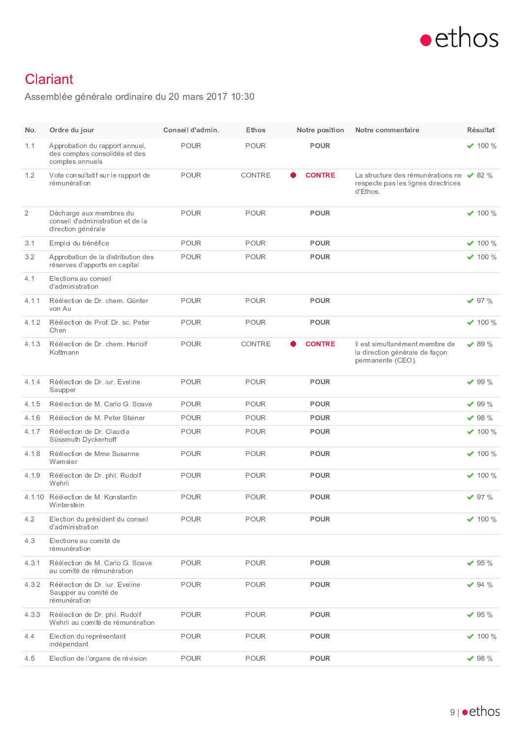# Clariant

Assemblée générale ordinaire du 20 mars 2017 10:30

| No. | Ordre du jour | Conseil d'admin. | Ethos | Notre position | Notre commentaire | Résultat |
|---|---|---|---|---|---|---|
| 1.1 | Approbation du rapport annuel, des comptes consolidés et des comptes annuels | POUR | POUR | **POUR** | | ✔ 100 % |
| 1.2 | Vote consultatif sur le rapport de rémunération | POUR | CONTRE | **CONTRE** | La structure des rémunérations ne respecte pas les lignes directrices d'Ethos. | ✔ 82 % |
| 2 | Décharge aux membres du conseil d'administration et de la direction générale | POUR | POUR | **POUR** | | ✔ 100 % |
| 3.1 | Emploi du bénéfice | POUR | POUR | **POUR** | | ✔ 100 % |
| 3.2 | Approbation de la distribution des réserves d'apports en capital | POUR | POUR | **POUR** | | ✔ 100 % |
| 4.1 | Elections au conseil d'administration | | | | | |
| 4.1.1 | Réélection de Dr. chem. Günter von Au | POUR | POUR | **POUR** | | ✔ 97 % |
| 4.1.2 | Réélection de Prof. Dr. sc. Peter Chen | POUR | POUR | **POUR** | | ✔ 100 % |
| 4.1.3 | Réélection de Dr. chem. Hariolf Kottmann | POUR | CONTRE | **CONTRE** | Il est simultanément membre de la direction générale de façon permanente (CEO). | ✔ 89 % |
| 4.1.4 | Réélection de Dr. iur. Eveline Saupper | POUR | POUR | **POUR** | | ✔ 99 % |
| 4.1.5 | Réélection de M. Carlo G. Soave | POUR | POUR | **POUR** | | ✔ 99 % |
| 4.1.6 | Réélection de M. Peter Steiner | POUR | POUR | **POUR** | | ✔ 98 % |
| 4.1.7 | Réélection de Dr. Claudia Süssmuth Dyckerhoff | POUR | POUR | **POUR** | | ✔ 100 % |
| 4.1.8 | Réélection de Mme Susanne Wamsler | POUR | POUR | **POUR** | | ✔ 100 % |
| 4.1.9 | Réélection de Dr. phil. Rudolf Wehrli | POUR | POUR | **POUR** | | ✔ 100 % |
| 4.1.10 | Réélection de M. Konstantin Winterstein | POUR | POUR | **POUR** | | ✔ 97 % |
| 4.2 | Election du président du conseil d'administration | POUR | POUR | **POUR** | | ✔ 100 % |
| 4.3 | Elections au comité de rémunération | | | | | |
| 4.3.1 | Réélection de M. Carlo G. Soave au comité de rémunération | POUR | POUR | **POUR** | | ✔ 95 % |
| 4.3.2 | Réélection de Dr. iur. Eveline Saupper au comité de rémunération | POUR | POUR | **POUR** | | ✔ 94 % |
| 4.3.3 | Réélection de Dr. phil. Rudolf Wehrli au comité de rémunération | POUR | POUR | **POUR** | | ✔ 95 % |
| 4.4 | Election du représentant indépendant | POUR | POUR | **POUR** | | ✔ 100 % |
| 4.5 | Election de l'organe de révision | POUR | POUR | **POUR** | | ✔ 98 % |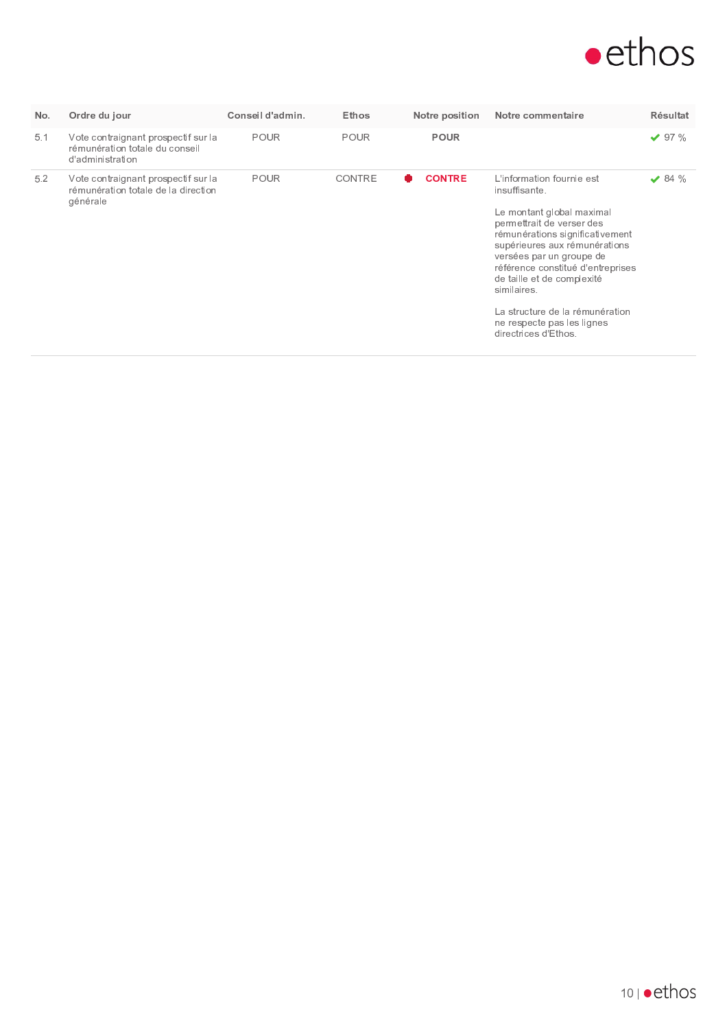| No. | Ordre du jour | Conseil d'admin. | Ethos | Notre position | Notre commentaire | Résultat |
| --- | --- | --- | --- | --- | --- | --- |
| 5.1 | Vote contraignant prospectif sur la rémunération totale du conseil d'administration | POUR | POUR | **POUR** | | ✔ 97 % |
| 5.2 | Vote contraignant prospectif sur la rémunération totale de la direction générale | POUR | CONTRE | **CONTRE** | L'information fournie est insuffisante.<br><br>Le montant global maximal permettrait de verser des rémunérations significativement supérieures aux rémunérations versées par un groupe de référence constitué d'entreprises de taille et de complexité similaires.<br><br>La structure de la rémunération ne respecte pas les lignes directrices d'Ethos. | ✔ 84 % |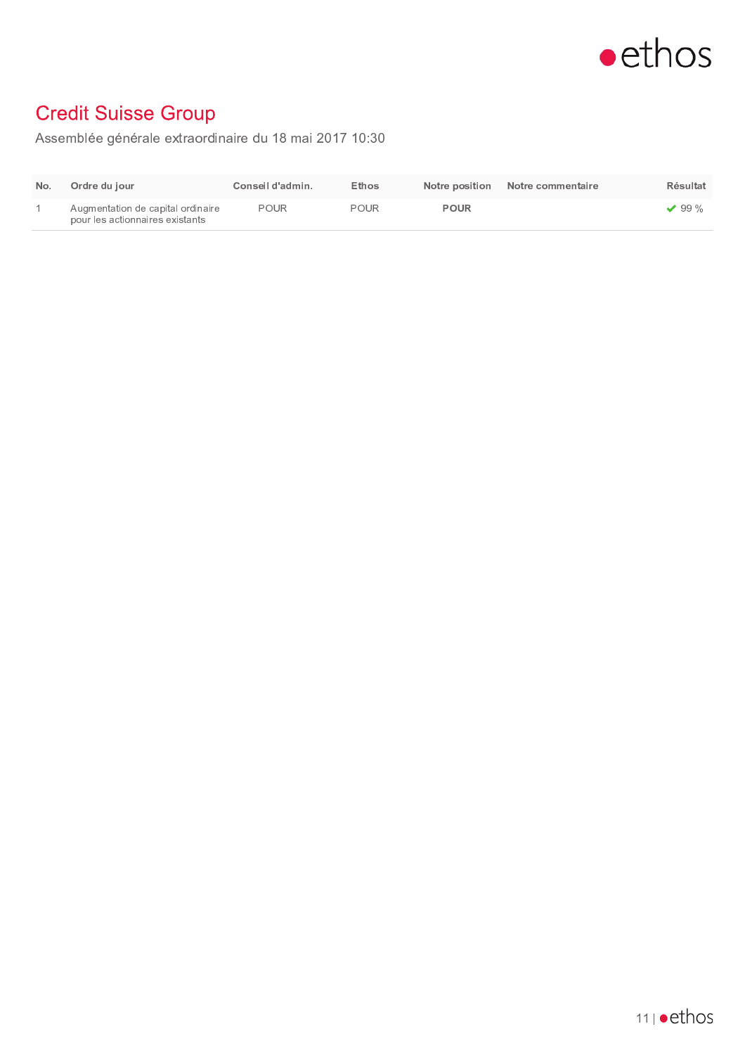# Credit Suisse Group

Assemblée générale extraordinaire du 18 mai 2017 10:30

| No. | Ordre du jour | Conseil d'admin. | Ethos | Notre position | Notre commentaire | Résultat |
|---|---|---|---|---|---|---|
| 1 | Augmentation de capital ordinaire pour les actionnaires existants | POUR | POUR | **POUR** | | ✔ 99 % |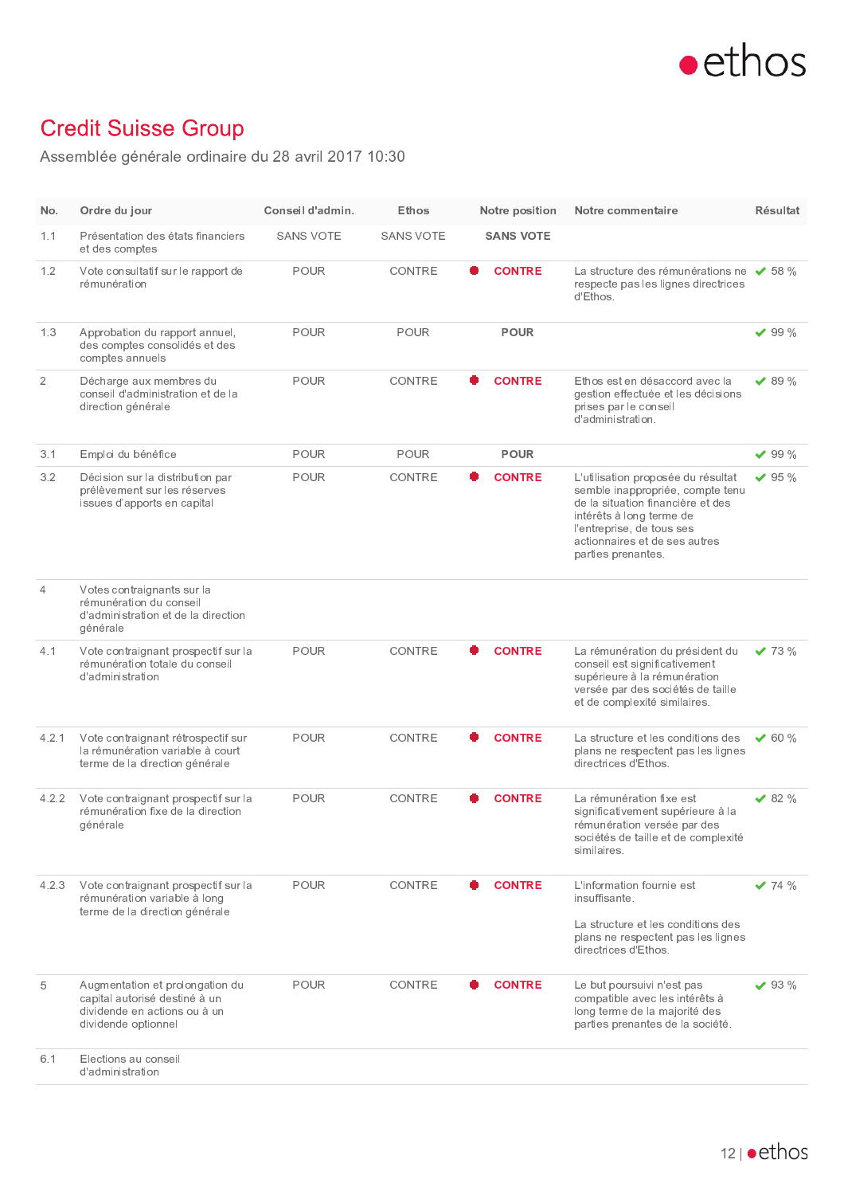# Credit Suisse Group

Assemblée générale ordinaire du 28 avril 2017 10:30

| No. | Ordre du jour | Conseil d'admin. | Ethos | Notre position | Notre commentaire | Résultat |
|---|---|---|---|---|---|---|
| 1.1 | Présentation des états financiers et des comptes | SANS VOTE | SANS VOTE | **SANS VOTE** | | |
| 1.2 | Vote consultatif sur le rapport de rémunération | POUR | CONTRE | **CONTRE** | La structure des rémunérations ne respecte pas les lignes directrices d'Ethos. | ✔ 58 % |
| 1.3 | Approbation du rapport annuel, des comptes consolidés et des comptes annuels | POUR | POUR | **POUR** | | ✔ 99 % |
| 2 | Décharge aux membres du conseil d'administration et de la direction générale | POUR | CONTRE | **CONTRE** | Ethos est en désaccord avec la gestion effectuée et les décisions prises par le conseil d'administration. | ✔ 89 % |
| 3.1 | Emploi du bénéfice | POUR | POUR | **POUR** | | ✔ 99 % |
| 3.2 | Décision sur la distribution par prélèvement sur les réserves issues d'apports en capital | POUR | CONTRE | **CONTRE** | L'utilisation proposée du résultat semble inappropriée, compte tenu de la situation financière et des intérêts à long terme de l'entreprise, de tous ses actionnaires et de ses autres parties prenantes. | ✔ 95 % |
| 4 | Votes contraignants sur la rémunération du conseil d'administration et de la direction générale | | | | | |
| 4.1 | Vote contraignant prospectif sur la rémunération totale du conseil d'administration | POUR | CONTRE | **CONTRE** | La rémunération du président du conseil est significativement supérieure à la rémunération versée par des sociétés de taille et de complexité similaires. | ✔ 73 % |
| 4.2.1 | Vote contraignant rétrospectif sur la rémunération variable à court terme de la direction générale | POUR | CONTRE | **CONTRE** | La structure et les conditions des plans ne respectent pas les lignes directrices d'Ethos. | ✔ 60 % |
| 4.2.2 | Vote contraignant prospectif sur la rémunération fixe de la direction générale | POUR | CONTRE | **CONTRE** | La rémunération fixe est significativement supérieure à la rémunération versée par des sociétés de taille et de complexité similaires. | ✔ 82 % |
| 4.2.3 | Vote contraignant prospectif sur la rémunération variable à long terme de la direction générale | POUR | CONTRE | **CONTRE** | L'information fournie est insuffisante.<br><br>La structure et les conditions des plans ne respectent pas les lignes directrices d'Ethos. | ✔ 74 % |
| 5 | Augmentation et prolongation du capital autorisé destiné à un dividende en actions ou à un dividende optionnel | POUR | CONTRE | **CONTRE** | Le but poursuivi n'est pas compatible avec les intérêts à long terme de la majorité des parties prenantes de la société. | ✔ 93 % |
| 6.1 | Elections au conseil d'administration | | | | | |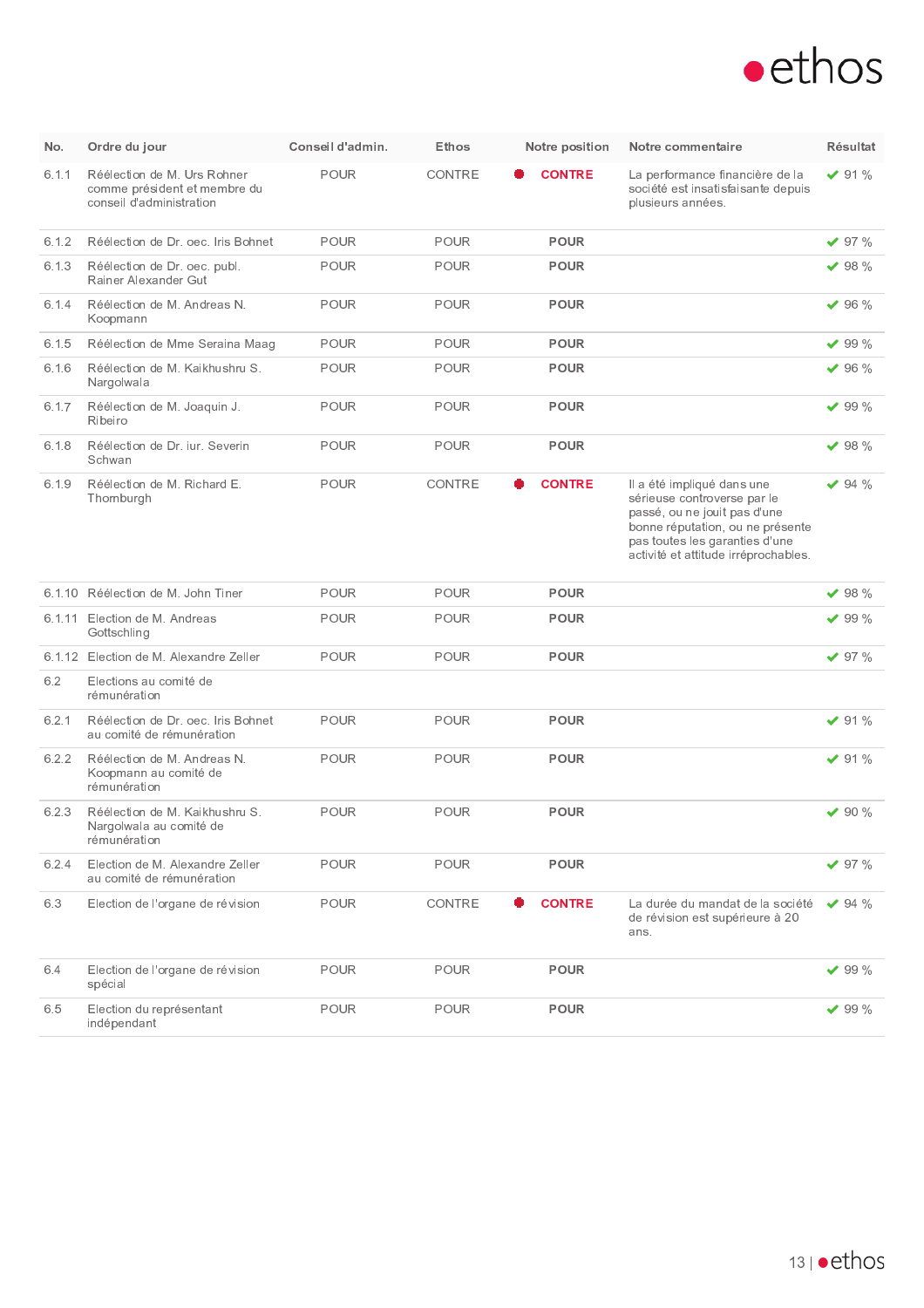| No. | Ordre du jour | Conseil d'admin. | Ethos | Notre position | Notre commentaire | Résultat |
|---|---|---|---|---|---|---|
| 6.1.1 | Réélection de M. Urs Rohner comme président et membre du conseil d'administration | POUR | CONTRE | CONTRE | La performance financière de la société est insatisfaisante depuis plusieurs années. | ✔ 91 % |
| 6.1.2 | Réélection de Dr. oec. Iris Bohnet | POUR | POUR | POUR | | ✔ 97 % |
| 6.1.3 | Réélection de Dr. oec. publ. Rainer Alexander Gut | POUR | POUR | POUR | | ✔ 98 % |
| 6.1.4 | Réélection de M. Andreas N. Koopmann | POUR | POUR | POUR | | ✔ 96 % |
| 6.1.5 | Réélection de Mme Seraina Maag | POUR | POUR | POUR | | ✔ 99 % |
| 6.1.6 | Réélection de M. Kaikhushru S. Nargolwala | POUR | POUR | POUR | | ✔ 96 % |
| 6.1.7 | Réélection de M. Joaquin J. Ribeiro | POUR | POUR | POUR | | ✔ 99 % |
| 6.1.8 | Réélection de Dr. iur. Severin Schwan | POUR | POUR | POUR | | ✔ 98 % |
| 6.1.9 | Réélection de M. Richard E. Thornburgh | POUR | CONTRE | CONTRE | Il a été impliqué dans une sérieuse controverse par le passé, ou ne jouit pas d'une bonne réputation, ou ne présente pas toutes les garanties d'une activité et attitude irréprochables. | ✔ 94 % |
| 6.1.10 | Réélection de M. John Tiner | POUR | POUR | POUR | | ✔ 98 % |
| 6.1.11 | Election de M. Andreas Gottschling | POUR | POUR | POUR | | ✔ 99 % |
| 6.1.12 | Election de M. Alexandre Zeller | POUR | POUR | POUR | | ✔ 97 % |
| 6.2 | Elections au comité de rémunération | | | | | |
| 6.2.1 | Réélection de Dr. oec. Iris Bohnet au comité de rémunération | POUR | POUR | POUR | | ✔ 91 % |
| 6.2.2 | Réélection de M. Andreas N. Koopmann au comité de rémunération | POUR | POUR | POUR | | ✔ 91 % |
| 6.2.3 | Réélection de M. Kaikhushru S. Nargolwala au comité de rémunération | POUR | POUR | POUR | | ✔ 90 % |
| 6.2.4 | Election de M. Alexandre Zeller au comité de rémunération | POUR | POUR | POUR | | ✔ 97 % |
| 6.3 | Election de l'organe de révision | POUR | CONTRE | CONTRE | La durée du mandat de la société de révision est supérieure à 20 ans. | ✔ 94 % |
| 6.4 | Election de l'organe de révision spécial | POUR | POUR | POUR | | ✔ 99 % |
| 6.5 | Election du représentant indépendant | POUR | POUR | POUR | | ✔ 99 % |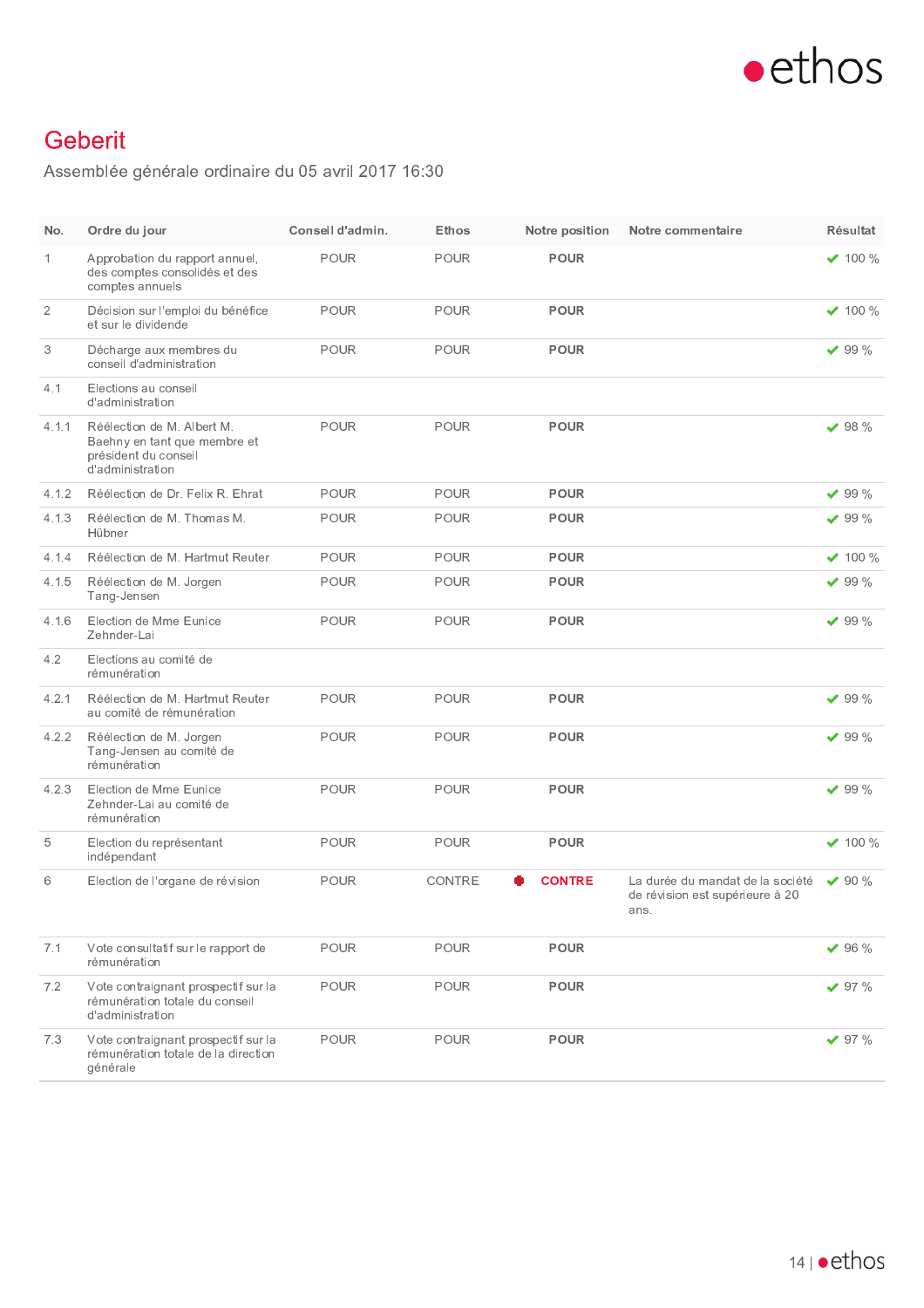# Geberit

Assemblée générale ordinaire du 05 avril 2017 16:30

| No. | Ordre du jour | Conseil d'admin. | Ethos | Notre position | Notre commentaire | Résultat |
|---|---|---|---|---|---|---|
| 1 | Approbation du rapport annuel, des comptes consolidés et des comptes annuels | POUR | POUR | **POUR** | | ✔ 100 % |
| 2 | Décision sur l'emploi du bénéfice et sur le dividende | POUR | POUR | **POUR** | | ✔ 100 % |
| 3 | Décharge aux membres du conseil d'administration | POUR | POUR | **POUR** | | ✔ 99 % |
| 4.1 | Elections au conseil d'administration | | | | | |
| 4.1.1 | Réélection de M. Albert M. Baehny en tant que membre et président du conseil d'administration | POUR | POUR | **POUR** | | ✔ 98 % |
| 4.1.2 | Réélection de Dr. Felix R. Ehrat | POUR | POUR | **POUR** | | ✔ 99 % |
| 4.1.3 | Réélection de M. Thomas M. Hübner | POUR | POUR | **POUR** | | ✔ 99 % |
| 4.1.4 | Réélection de M. Hartmut Reuter | POUR | POUR | **POUR** | | ✔ 100 % |
| 4.1.5 | Réélection de M. Jorgen Tang-Jensen | POUR | POUR | **POUR** | | ✔ 99 % |
| 4.1.6 | Election de Mme Eunice Zehnder-Lai | POUR | POUR | **POUR** | | ✔ 99 % |
| 4.2 | Elections au comité de rémunération | | | | | |
| 4.2.1 | Réélection de M. Hartmut Reuter au comité de rémunération | POUR | POUR | **POUR** | | ✔ 99 % |
| 4.2.2 | Réélection de M. Jorgen Tang-Jensen au comité de rémunération | POUR | POUR | **POUR** | | ✔ 99 % |
| 4.2.3 | Election de Mme Eunice Zehnder-Lai au comité de rémunération | POUR | POUR | **POUR** | | ✔ 99 % |
| 5 | Election du représentant indépendant | POUR | POUR | **POUR** | | ✔ 100 % |
| 6 | Election de l'organe de révision | POUR | CONTRE | ● **CONTRE** | La durée du mandat de la société de révision est supérieure à 20 ans. | ✔ 90 % |
| 7.1 | Vote consultatif sur le rapport de rémunération | POUR | POUR | **POUR** | | ✔ 96 % |
| 7.2 | Vote contraignant prospectif sur la rémunération totale du conseil d'administration | POUR | POUR | **POUR** | | ✔ 97 % |
| 7.3 | Vote contraignant prospectif sur la rémunération totale de la direction générale | POUR | POUR | **POUR** | | ✔ 97 % |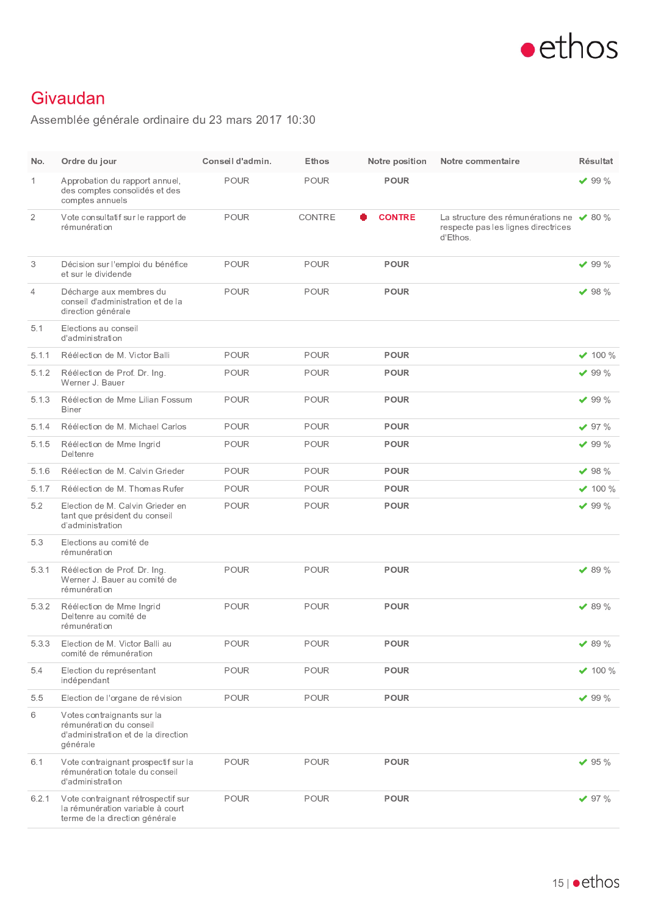# Givaudan

Assemblée générale ordinaire du 23 mars 2017 10:30

| No. | Ordre du jour | Conseil d'admin. | Ethos | Notre position | Notre commentaire | Résultat |
|---|---|---|---|---|---|---|
| 1 | Approbation du rapport annuel, des comptes consolidés et des comptes annuels | POUR | POUR | **POUR** | | ✔ 99 % |
| 2 | Vote consultatif sur le rapport de rémunération | POUR | CONTRE | **CONTRE** | La structure des rémunérations ne respecte pas les lignes directrices d'Ethos. | ✔ 80 % |
| 3 | Décision sur l'emploi du bénéfice et sur le dividende | POUR | POUR | **POUR** | | ✔ 99 % |
| 4 | Décharge aux membres du conseil d'administration et de la direction générale | POUR | POUR | **POUR** | | ✔ 98 % |
| 5.1 | Elections au conseil d'administration | | | | | |
| 5.1.1 | Réélection de M. Victor Balli | POUR | POUR | **POUR** | | ✔ 100 % |
| 5.1.2 | Réélection de Prof. Dr. Ing. Werner J. Bauer | POUR | POUR | **POUR** | | ✔ 99 % |
| 5.1.3 | Réélection de Mme Lilian Fossum Biner | POUR | POUR | **POUR** | | ✔ 99 % |
| 5.1.4 | Réélection de M. Michael Carlos | POUR | POUR | **POUR** | | ✔ 97 % |
| 5.1.5 | Réélection de Mme Ingrid Deltenre | POUR | POUR | **POUR** | | ✔ 99 % |
| 5.1.6 | Réélection de M. Calvin Grieder | POUR | POUR | **POUR** | | ✔ 98 % |
| 5.1.7 | Réélection de M. Thomas Rufer | POUR | POUR | **POUR** | | ✔ 100 % |
| 5.2 | Election de M. Calvin Grieder en tant que président du conseil d'administration | POUR | POUR | **POUR** | | ✔ 99 % |
| 5.3 | Elections au comité de rémunération | | | | | |
| 5.3.1 | Réélection de Prof. Dr. Ing. Werner J. Bauer au comité de rémunération | POUR | POUR | **POUR** | | ✔ 89 % |
| 5.3.2 | Réélection de Mme Ingrid Deltenre au comité de rémunération | POUR | POUR | **POUR** | | ✔ 89 % |
| 5.3.3 | Election de M. Victor Balli au comité de rémunération | POUR | POUR | **POUR** | | ✔ 89 % |
| 5.4 | Election du représentant indépendant | POUR | POUR | **POUR** | | ✔ 100 % |
| 5.5 | Election de l'organe de révision | POUR | POUR | **POUR** | | ✔ 99 % |
| 6 | Votes contraignants sur la rémunération du conseil d'administration et de la direction générale | | | | | |
| 6.1 | Vote contraignant prospectif sur la rémunération totale du conseil d'administration | POUR | POUR | **POUR** | | ✔ 95 % |
| 6.2.1 | Vote contraignant rétrospectif sur la rémunération variable à court terme de la direction générale | POUR | POUR | **POUR** | | ✔ 97 % |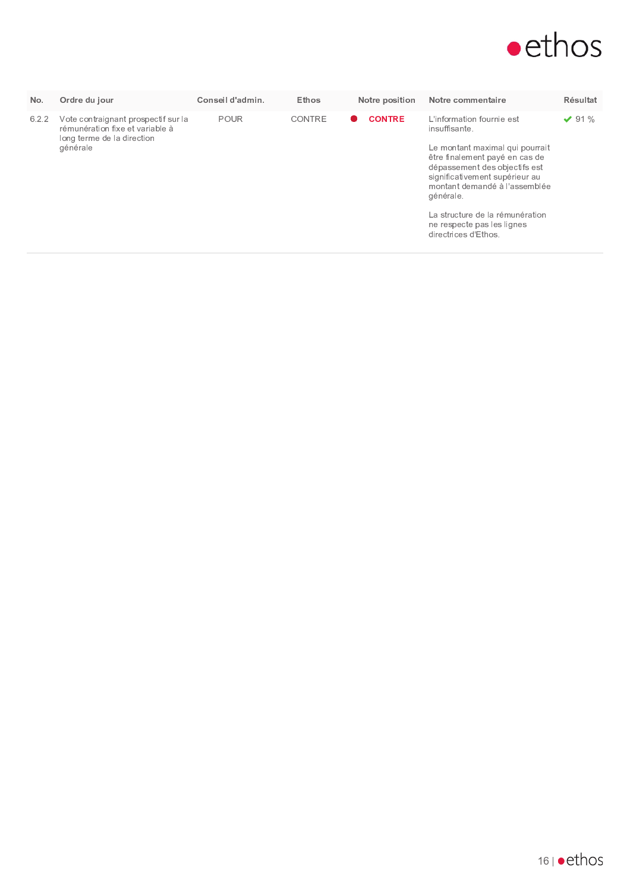| No. | Ordre du jour | Conseil d'admin. | Ethos | Notre position | Notre commentaire | Résultat |
|---|---|---|---|---|---|---|
| 6.2.2 | Vote contraignant prospectif sur la rémunération fixe et variable à long terme de la direction générale | POUR | CONTRE | ● **CONTRE** | L'information fournie est insuffisante.<br><br>Le montant maximal qui pourrait être finalement payé en cas de dépassement des objectifs est significativement supérieur au montant demandé à l'assemblée générale.<br><br>La structure de la rémunération ne respecte pas les lignes directrices d'Ethos. | ✔ 91 % |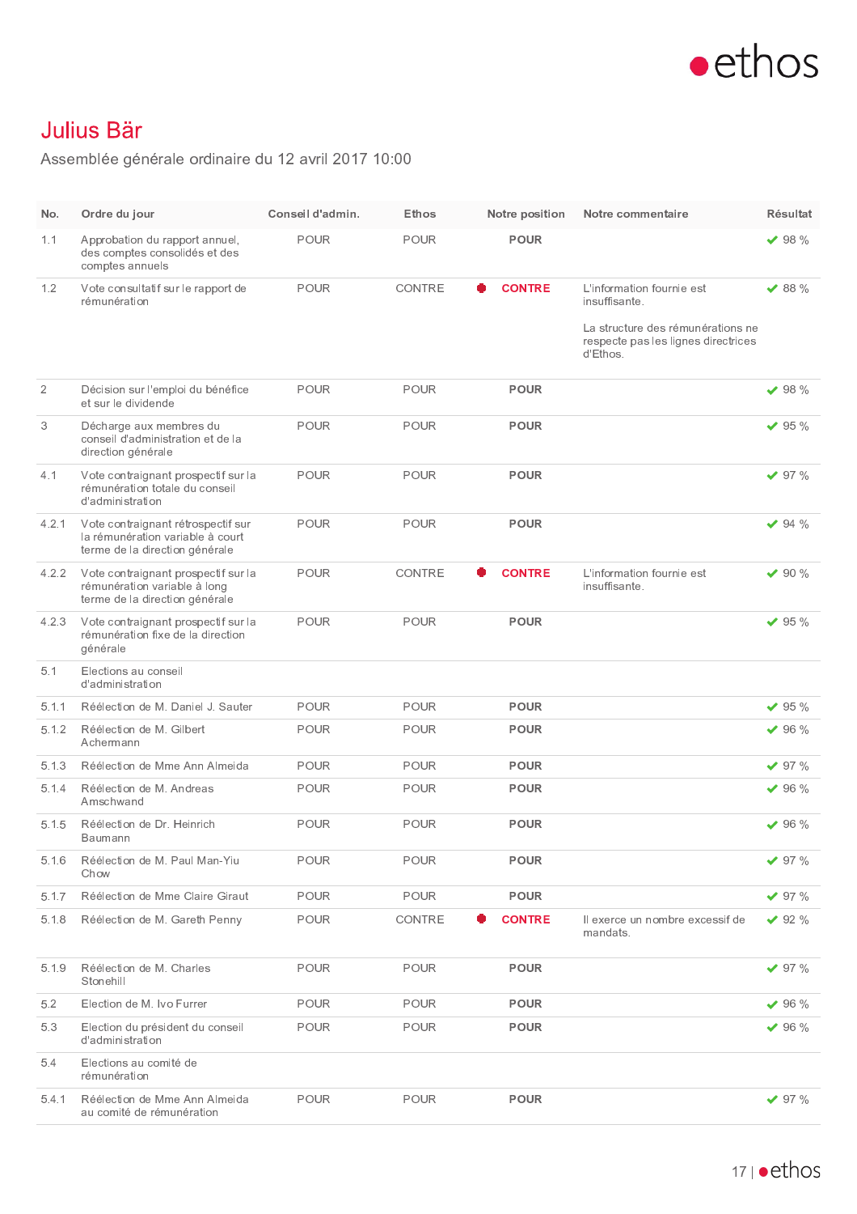# Julius Bär

Assemblée générale ordinaire du 12 avril 2017 10:00

| No. | Ordre du jour | Conseil d'admin. | Ethos | Notre position | Notre commentaire | Résultat |
|---|---|---|---|---|---|---|
| 1.1 | Approbation du rapport annuel, des comptes consolidés et des comptes annuels | POUR | POUR | **POUR** | | ✔ 98 % |
| 1.2 | Vote consultatif sur le rapport de rémunération | POUR | CONTRE | **CONTRE** | L'information fournie est insuffisante.<br><br>La structure des rémunérations ne respecte pas les lignes directrices d'Ethos. | ✔ 88 % |
| 2 | Décision sur l'emploi du bénéfice et sur le dividende | POUR | POUR | **POUR** | | ✔ 98 % |
| 3 | Décharge aux membres du conseil d'administration et de la direction générale | POUR | POUR | **POUR** | | ✔ 95 % |
| 4.1 | Vote contraignant prospectif sur la rémunération totale du conseil d'administration | POUR | POUR | **POUR** | | ✔ 97 % |
| 4.2.1 | Vote contraignant rétrospectif sur la rémunération variable à court terme de la direction générale | POUR | POUR | **POUR** | | ✔ 94 % |
| 4.2.2 | Vote contraignant prospectif sur la rémunération variable à long terme de la direction générale | POUR | CONTRE | **CONTRE** | L'information fournie est insuffisante. | ✔ 90 % |
| 4.2.3 | Vote contraignant prospectif sur la rémunération fixe de la direction générale | POUR | POUR | **POUR** | | ✔ 95 % |
| 5.1 | Elections au conseil d'administration | | | | | |
| 5.1.1 | Réélection de M. Daniel J. Sauter | POUR | POUR | **POUR** | | ✔ 95 % |
| 5.1.2 | Réélection de M. Gilbert Achermann | POUR | POUR | **POUR** | | ✔ 96 % |
| 5.1.3 | Réélection de Mme Ann Almeida | POUR | POUR | **POUR** | | ✔ 97 % |
| 5.1.4 | Réélection de M. Andreas Amschwand | POUR | POUR | **POUR** | | ✔ 96 % |
| 5.1.5 | Réélection de Dr. Heinrich Baumann | POUR | POUR | **POUR** | | ✔ 96 % |
| 5.1.6 | Réélection de M. Paul Man-Yiu Chow | POUR | POUR | **POUR** | | ✔ 97 % |
| 5.1.7 | Réélection de Mme Claire Giraut | POUR | POUR | **POUR** | | ✔ 97 % |
| 5.1.8 | Réélection de M. Gareth Penny | POUR | CONTRE | **CONTRE** | Il exerce un nombre excessif de mandats. | ✔ 92 % |
| 5.1.9 | Réélection de M. Charles Stonehill | POUR | POUR | **POUR** | | ✔ 97 % |
| 5.2 | Election de M. Ivo Furrer | POUR | POUR | **POUR** | | ✔ 96 % |
| 5.3 | Election du président du conseil d'administration | POUR | POUR | **POUR** | | ✔ 96 % |
| 5.4 | Elections au comité de rémunération | | | | | |
| 5.4.1 | Réélection de Mme Ann Almeida au comité de rémunération | POUR | POUR | **POUR** | | ✔ 97 % |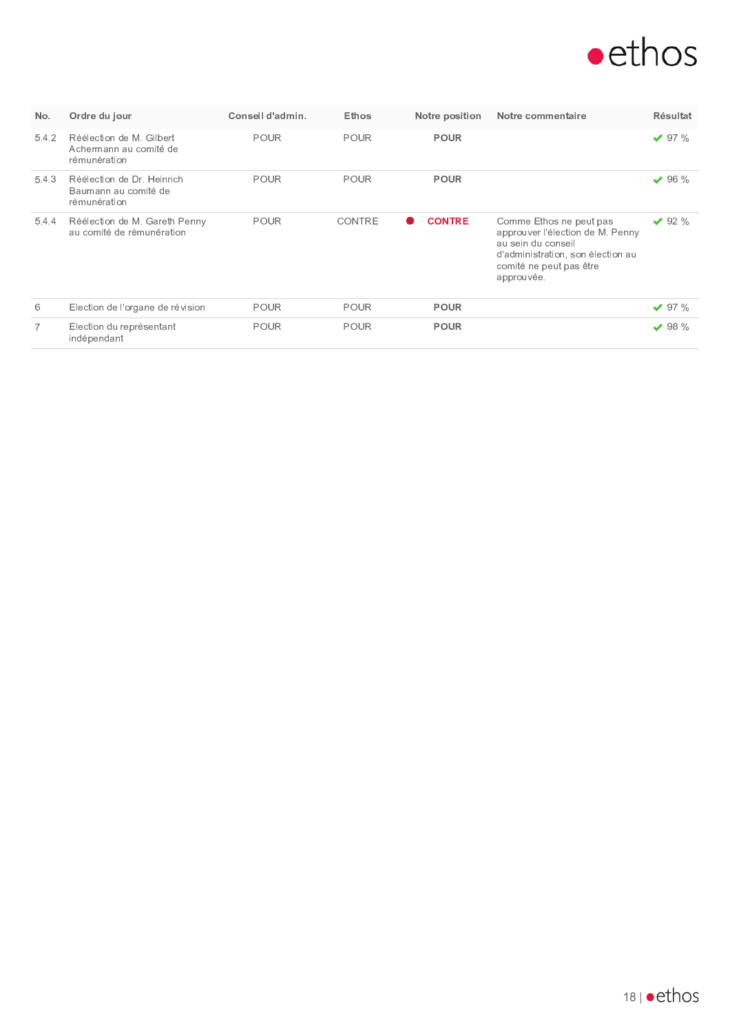| No. | Ordre du jour | Conseil d'admin. | Ethos | Notre position | Notre commentaire | Résultat |
|---|---|---|---|---|---|---|
| 5.4.2 | Réélection de M. Gilbert Achermann au comité de rémunération | POUR | POUR | **POUR** | | ✔ 97 % |
| 5.4.3 | Réélection de Dr. Heinrich Baumann au comité de rémunération | POUR | POUR | **POUR** | | ✔ 96 % |
| 5.4.4 | Réélection de M. Gareth Penny au comité de rémunération | POUR | CONTRE | ● **CONTRE** | Comme Ethos ne peut pas approuver l'élection de M. Penny au sein du conseil d'administration, son élection au comité ne peut pas être approuvée. | ✔ 92 % |
| 6 | Election de l'organe de révision | POUR | POUR | **POUR** | | ✔ 97 % |
| 7 | Election du représentant indépendant | POUR | POUR | **POUR** | | ✔ 98 % |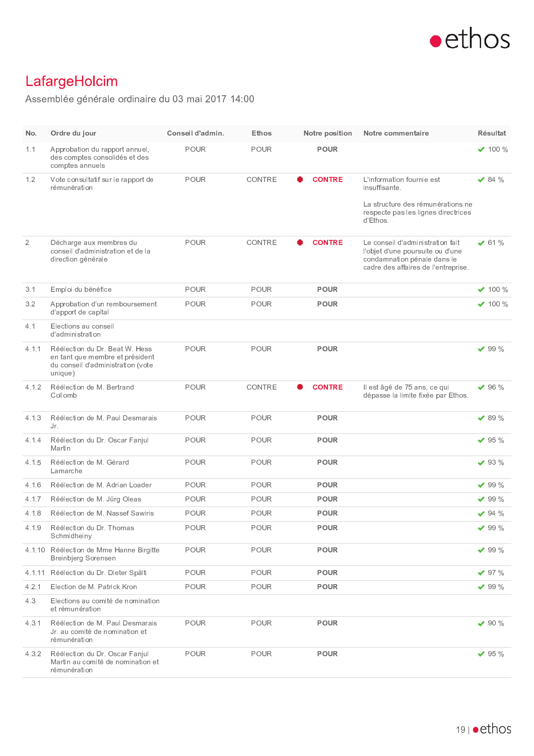# LafargeHolcim

Assemblée générale ordinaire du 03 mai 2017 14:00

| No. | Ordre du jour | Conseil d'admin. | Ethos | Notre position | Notre commentaire | Résultat |
|---|---|---|---|---|---|---|
| 1.1 | Approbation du rapport annuel, des comptes consolidés et des comptes annuels | POUR | POUR | **POUR** | | ✔ 100 % |
| 1.2 | Vote consultatif sur le rapport de rémunération | POUR | CONTRE | **CONTRE** | L'information fournie est insuffisante.<br><br>La structure des rémunérations ne respecte pas les lignes directrices d'Ethos. | ✔ 84 % |
| 2 | Décharge aux membres du conseil d'administration et de la direction générale | POUR | CONTRE | **CONTRE** | Le conseil d'administration fait l'objet d'une poursuite ou d'une condamnation pénale dans le cadre des affaires de l'entreprise. | ✔ 61 % |
| 3.1 | Emploi du bénéfice | POUR | POUR | **POUR** | | ✔ 100 % |
| 3.2 | Approbation d'un remboursement d'apport de capital | POUR | POUR | **POUR** | | ✔ 100 % |
| 4.1 | Elections au conseil d'administration | | | | | |
| 4.1.1 | Réélection du Dr. Beat W. Hess en tant que membre et président du conseil d'administration (vote unique) | POUR | POUR | **POUR** | | ✔ 99 % |
| 4.1.2 | Réélection de M. Bertrand Collomb | POUR | CONTRE | **CONTRE** | Il est âgé de 75 ans, ce qui dépasse la limite fixée par Ethos. | ✔ 96 % |
| 4.1.3 | Réélection de M. Paul Desmarais Jr. | POUR | POUR | **POUR** | | ✔ 89 % |
| 4.1.4 | Réélection du Dr. Oscar Fanjul Martin | POUR | POUR | **POUR** | | ✔ 95 % |
| 4.1.5 | Réélection de M. Gérard Lamarche | POUR | POUR | **POUR** | | ✔ 93 % |
| 4.1.6 | Réélection de M. Adrian Loader | POUR | POUR | **POUR** | | ✔ 99 % |
| 4.1.7 | Réélection de M. Jürg Oleas | POUR | POUR | **POUR** | | ✔ 99 % |
| 4.1.8 | Réélection de M. Nassef Sawiris | POUR | POUR | **POUR** | | ✔ 94 % |
| 4.1.9 | Réélection du Dr. Thomas Schmidheiny | POUR | POUR | **POUR** | | ✔ 99 % |
| 4.1.10 | Réélection de Mme Hanne Birgitte Breinbjerg Sorensen | POUR | POUR | **POUR** | | ✔ 99 % |
| 4.1.11 | Réélection du Dr. Dieter Spälti | POUR | POUR | **POUR** | | ✔ 97 % |
| 4.2.1 | Election de M. Patrick Kron | POUR | POUR | **POUR** | | ✔ 99 % |
| 4.3 | Elections au comité de nomination et rémunération | | | | | |
| 4.3.1 | Réélection de M. Paul Desmarais Jr. au comité de nomination et rémunération | POUR | POUR | **POUR** | | ✔ 90 % |
| 4.3.2 | Réélection du Dr. Oscar Fanjul Martin au comité de nomination et rémunération | POUR | POUR | **POUR** | | ✔ 95 % |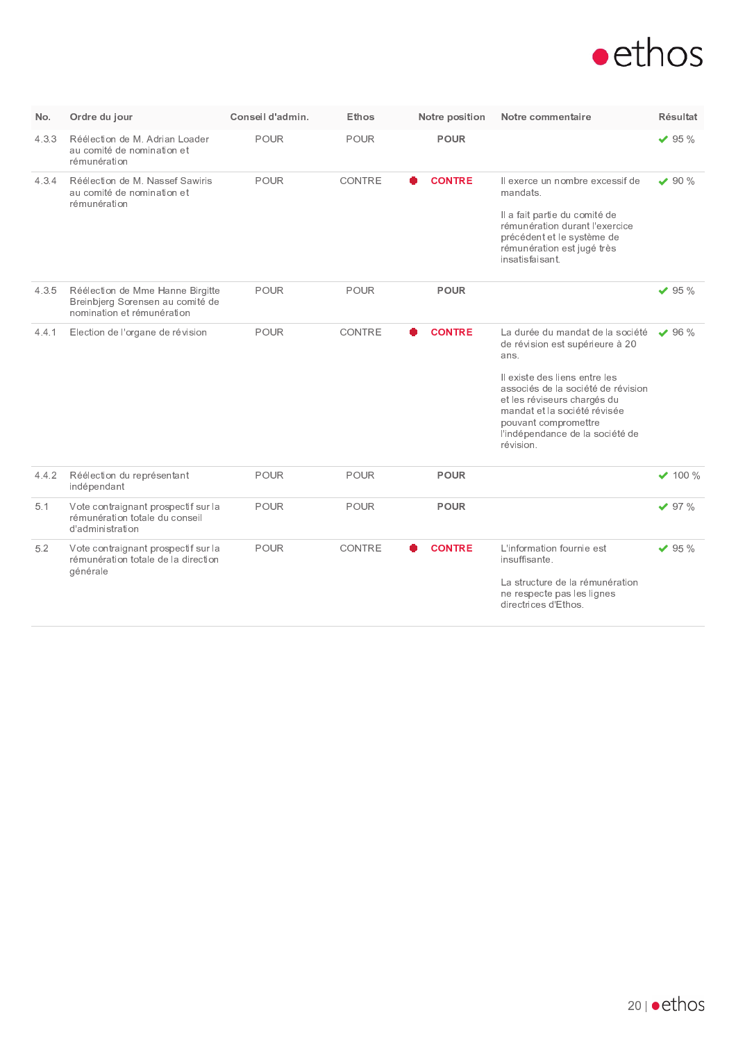| No. | Ordre du jour | Conseil d'admin. | Ethos | Notre position | Notre commentaire | Résultat |
|---|---|---|---|---|---|---|
| 4.3.3 | Réélection de M. Adrian Loader au comité de nomination et rémunération | POUR | POUR | **POUR** | | ✔ 95 % |
| 4.3.4 | Réélection de M. Nassef Sawiris au comité de nomination et rémunération | POUR | CONTRE | **CONTRE** | Il exerce un nombre excessif de mandats.<br><br>Il a fait partie du comité de rémunération durant l'exercice précédent et le système de rémunération est jugé très insatisfaisant. | ✔ 90 % |
| 4.3.5 | Réélection de Mme Hanne Birgitte Breinbjerg Sorensen au comité de nomination et rémunération | POUR | POUR | **POUR** | | ✔ 95 % |
| 4.4.1 | Election de l'organe de révision | POUR | CONTRE | **CONTRE** | La durée du mandat de la société de révision est supérieure à 20 ans.<br><br>Il existe des liens entre les associés de la société de révision et les réviseurs chargés du mandat et la société révisée pouvant compromettre l'indépendance de la société de révision. | ✔ 96 % |
| 4.4.2 | Réélection du représentant indépendant | POUR | POUR | **POUR** | | ✔ 100 % |
| 5.1 | Vote contraignant prospectif sur la rémunération totale du conseil d'administration | POUR | POUR | **POUR** | | ✔ 97 % |
| 5.2 | Vote contraignant prospectif sur la rémunération totale de la direction générale | POUR | CONTRE | **CONTRE** | L'information fournie est insuffisante.<br><br>La structure de la rémunération ne respecte pas les lignes directrices d'Ethos. | ✔ 95 % |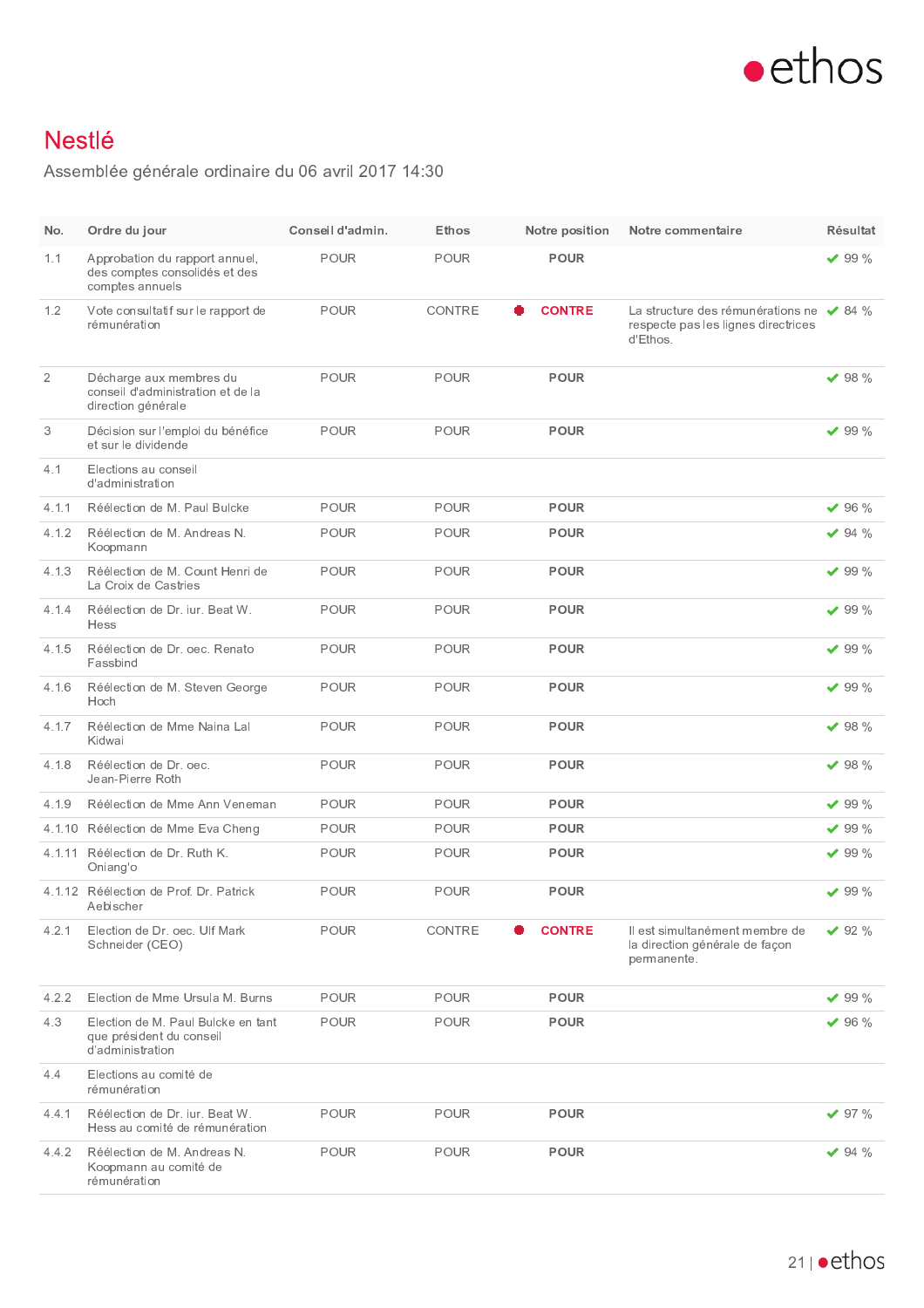# Nestlé

Assemblée générale ordinaire du 06 avril 2017 14:30

| No. | Ordre du jour | Conseil d'admin. | Ethos | Notre position | Notre commentaire | Résultat |
|---|---|---|---|---|---|---|
| 1.1 | Approbation du rapport annuel, des comptes consolidés et des comptes annuels | POUR | POUR | **POUR** | | ✔ 99 % |
| 1.2 | Vote consultatif sur le rapport de rémunération | POUR | CONTRE | **CONTRE** | La structure des rémunérations ne respecte pas les lignes directrices d'Ethos. | ✔ 84 % |
| 2 | Décharge aux membres du conseil d'administration et de la direction générale | POUR | POUR | **POUR** | | ✔ 98 % |
| 3 | Décision sur l'emploi du bénéfice et sur le dividende | POUR | POUR | **POUR** | | ✔ 99 % |
| 4.1 | Elections au conseil d'administration | | | | | |
| 4.1.1 | Réélection de M. Paul Bulcke | POUR | POUR | **POUR** | | ✔ 96 % |
| 4.1.2 | Réélection de M. Andreas N. Koopmann | POUR | POUR | **POUR** | | ✔ 94 % |
| 4.1.3 | Réélection de M. Count Henri de La Croix de Castries | POUR | POUR | **POUR** | | ✔ 99 % |
| 4.1.4 | Réélection de Dr. iur. Beat W. Hess | POUR | POUR | **POUR** | | ✔ 99 % |
| 4.1.5 | Réélection de Dr. oec. Renato Fassbind | POUR | POUR | **POUR** | | ✔ 99 % |
| 4.1.6 | Réélection de M. Steven George Hoch | POUR | POUR | **POUR** | | ✔ 99 % |
| 4.1.7 | Réélection de Mme Naina Lal Kidwai | POUR | POUR | **POUR** | | ✔ 98 % |
| 4.1.8 | Réélection de Dr. oec. Jean-Pierre Roth | POUR | POUR | **POUR** | | ✔ 98 % |
| 4.1.9 | Réélection de Mme Ann Veneman | POUR | POUR | **POUR** | | ✔ 99 % |
| 4.1.10 | Réélection de Mme Eva Cheng | POUR | POUR | **POUR** | | ✔ 99 % |
| 4.1.11 | Réélection de Dr. Ruth K. Oniang'o | POUR | POUR | **POUR** | | ✔ 99 % |
| 4.1.12 | Réélection de Prof. Dr. Patrick Aebischer | POUR | POUR | **POUR** | | ✔ 99 % |
| 4.2.1 | Election de Dr. oec. Ulf Mark Schneider (CEO) | POUR | CONTRE | **CONTRE** | Il est simultanément membre de la direction générale de façon permanente. | ✔ 92 % |
| 4.2.2 | Election de Mme Ursula M. Burns | POUR | POUR | **POUR** | | ✔ 99 % |
| 4.3 | Election de M. Paul Bulcke en tant que président du conseil d'administration | POUR | POUR | **POUR** | | ✔ 96 % |
| 4.4 | Elections au comité de rémunération | | | | | |
| 4.4.1 | Réélection de Dr. iur. Beat W. Hess au comité de rémunération | POUR | POUR | **POUR** | | ✔ 97 % |
| 4.4.2 | Réélection de M. Andreas N. Koopmann au comité de rémunération | POUR | POUR | **POUR** | | ✔ 94 % |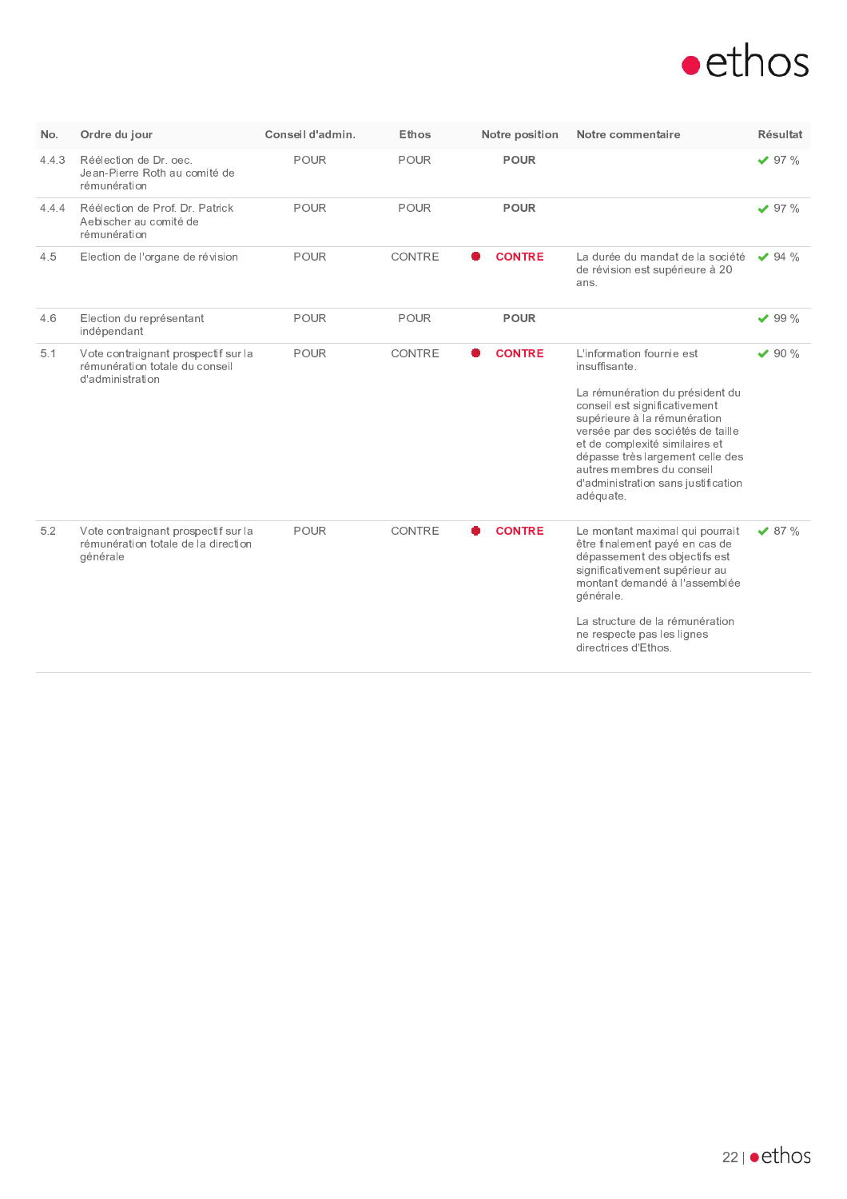| No. | Ordre du jour | Conseil d'admin. | Ethos | Notre position | Notre commentaire | Résultat |
|---|---|---|---|---|---|---|
| 4.4.3 | Réélection de Dr. oec. Jean-Pierre Roth au comité de rémunération | POUR | POUR | **POUR** | | ✔ 97 % |
| 4.4.4 | Réélection de Prof. Dr. Patrick Aebischer au comité de rémunération | POUR | POUR | **POUR** | | ✔ 97 % |
| 4.5 | Election de l'organe de révision | POUR | CONTRE | ● **CONTRE** | La durée du mandat de la société de révision est supérieure à 20 ans. | ✔ 94 % |
| 4.6 | Election du représentant indépendant | POUR | POUR | **POUR** | | ✔ 99 % |
| 5.1 | Vote contraignant prospectif sur la rémunération totale du conseil d'administration | POUR | CONTRE | ● **CONTRE** | L'information fournie est insuffisante.<br><br>La rémunération du président du conseil est significativement supérieure à la rémunération versée par des sociétés de taille et de complexité similaires et dépasse très largement celle des autres membres du conseil d'administration sans justification adéquate. | ✔ 90 % |
| 5.2 | Vote contraignant prospectif sur la rémunération totale de la direction générale | POUR | CONTRE | ● **CONTRE** | Le montant maximal qui pourrait être finalement payé en cas de dépassement des objectifs est significativement supérieur au montant demandé à l'assemblée générale.<br><br>La structure de la rémunération ne respecte pas les lignes directrices d'Ethos. | ✔ 87 % |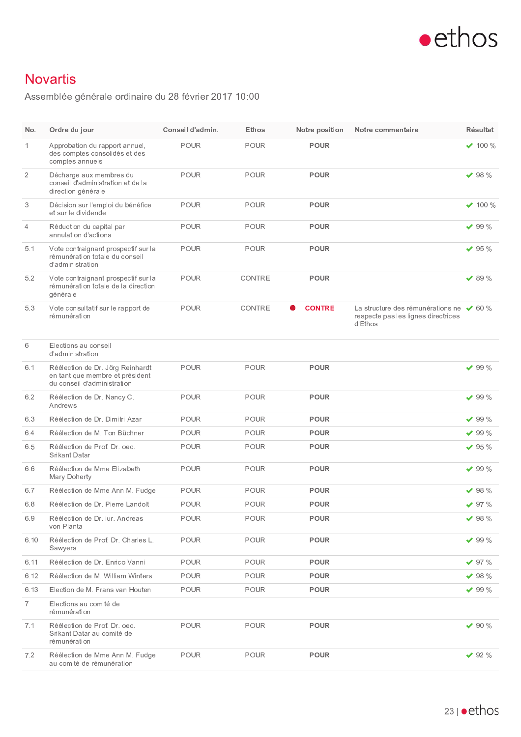# Novartis

Assemblée générale ordinaire du 28 février 2017 10:00

| No. | Ordre du jour | Conseil d'admin. | Ethos | Notre position | Notre commentaire | Résultat |
|---|---|---|---|---|---|---|
| 1 | Approbation du rapport annuel, des comptes consolidés et des comptes annuels | POUR | POUR | **POUR** | | ✔ 100 % |
| 2 | Décharge aux membres du conseil d'administration et de la direction générale | POUR | POUR | **POUR** | | ✔ 98 % |
| 3 | Décision sur l'emploi du bénéfice et sur le dividende | POUR | POUR | **POUR** | | ✔ 100 % |
| 4 | Réduction du capital par annulation d'actions | POUR | POUR | **POUR** | | ✔ 99 % |
| 5.1 | Vote contraignant prospectif sur la rémunération totale du conseil d'administration | POUR | POUR | **POUR** | | ✔ 95 % |
| 5.2 | Vote contraignant prospectif sur la rémunération totale de la direction générale | POUR | CONTRE | **POUR** | | ✔ 89 % |
| 5.3 | Vote consultatif sur le rapport de rémunération | POUR | CONTRE | ● **CONTRE** | La structure des rémunérations ne respecte pas les lignes directrices d'Ethos. | ✔ 60 % |
| 6 | Elections au conseil d'administration | | | | | |
| 6.1 | Réélection de Dr. Jörg Reinhardt en tant que membre et président du conseil d'administration | POUR | POUR | **POUR** | | ✔ 99 % |
| 6.2 | Réélection de Dr. Nancy C. Andrews | POUR | POUR | **POUR** | | ✔ 99 % |
| 6.3 | Réélection de Dr. Dimitri Azar | POUR | POUR | **POUR** | | ✔ 99 % |
| 6.4 | Réélection de M. Ton Büchner | POUR | POUR | **POUR** | | ✔ 99 % |
| 6.5 | Réélection de Prof. Dr. oec. Srikant Datar | POUR | POUR | **POUR** | | ✔ 95 % |
| 6.6 | Réélection de Mme Elizabeth Mary Doherty | POUR | POUR | **POUR** | | ✔ 99 % |
| 6.7 | Réélection de Mme Ann M. Fudge | POUR | POUR | **POUR** | | ✔ 98 % |
| 6.8 | Réélection de Dr. Pierre Landolt | POUR | POUR | **POUR** | | ✔ 97 % |
| 6.9 | Réélection de Dr. iur. Andreas von Planta | POUR | POUR | **POUR** | | ✔ 98 % |
| 6.10 | Réélection de Prof. Dr. Charles L. Sawyers | POUR | POUR | **POUR** | | ✔ 99 % |
| 6.11 | Réélection de Dr. Enrico Vanni | POUR | POUR | **POUR** | | ✔ 97 % |
| 6.12 | Réélection de M. William Winters | POUR | POUR | **POUR** | | ✔ 98 % |
| 6.13 | Election de M. Frans van Houten | POUR | POUR | **POUR** | | ✔ 99 % |
| 7 | Elections au comité de rémunération | | | | | |
| 7.1 | Réélection de Prof. Dr. oec. Srikant Datar au comité de rémunération | POUR | POUR | **POUR** | | ✔ 90 % |
| 7.2 | Réélection de Mme Ann M. Fudge au comité de rémunération | POUR | POUR | **POUR** | | ✔ 92 % |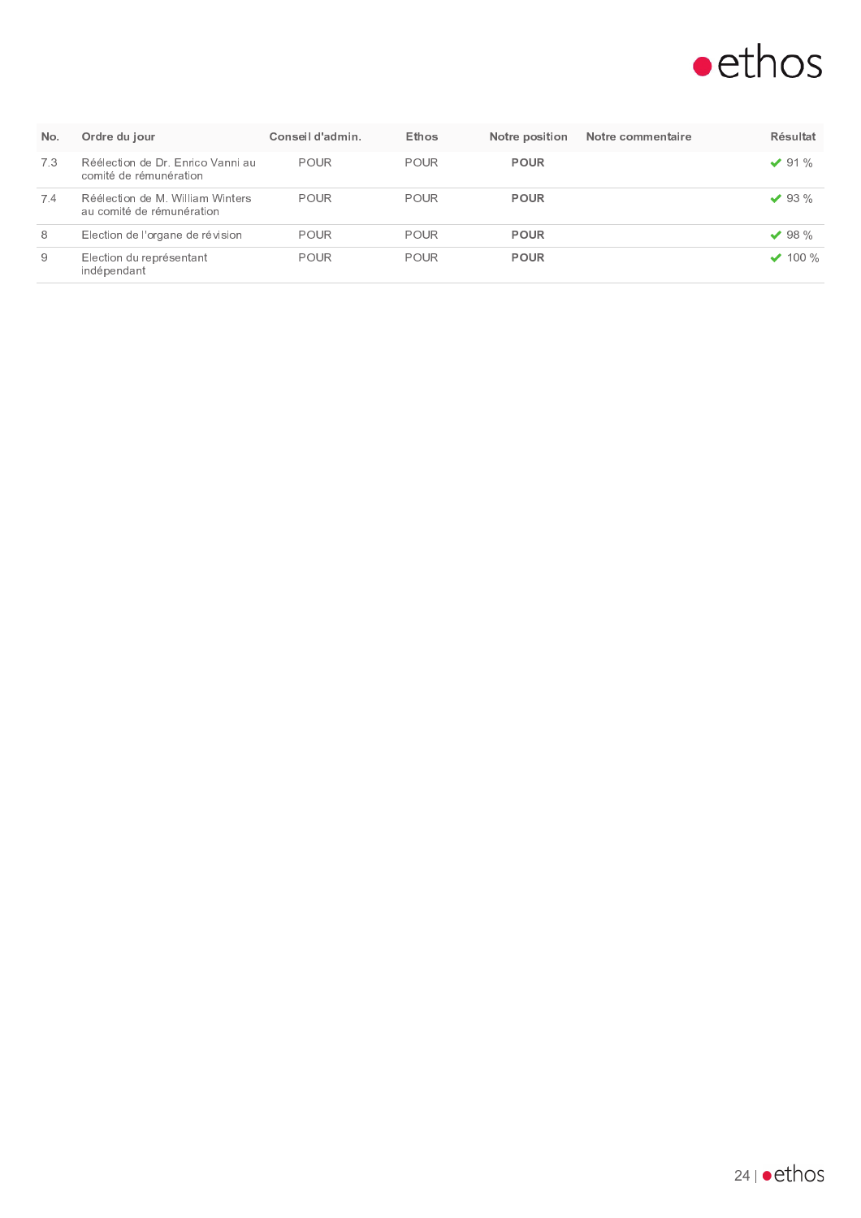| No. | Ordre du jour | Conseil d'admin. | Ethos | Notre position | Notre commentaire | Résultat |
| --- | --- | --- | --- | --- | --- | --- |
| 7.3 | Réélection de Dr. Enrico Vanni au comité de rémunération | POUR | POUR | **POUR** | | ✔ 91 % |
| 7.4 | Réélection de M. William Winters au comité de rémunération | POUR | POUR | **POUR** | | ✔ 93 % |
| 8 | Election de l'organe de révision | POUR | POUR | **POUR** | | ✔ 98 % |
| 9 | Election du représentant indépendant | POUR | POUR | **POUR** | | ✔ 100 % |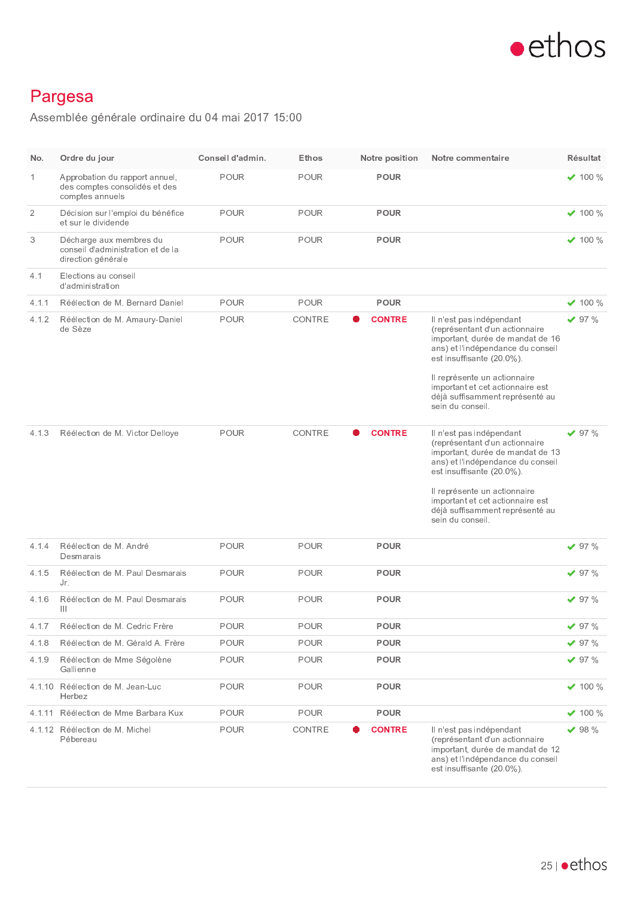# Pargesa

Assemblée générale ordinaire du 04 mai 2017 15:00

| No. | Ordre du jour | Conseil d'admin. | Ethos | Notre position | Notre commentaire | Résultat |
|---|---|---|---|---|---|---|
| 1 | Approbation du rapport annuel, des comptes consolidés et des comptes annuels | POUR | POUR | **POUR** | | ✔ 100 % |
| 2 | Décision sur l'emploi du bénéfice et sur le dividende | POUR | POUR | **POUR** | | ✔ 100 % |
| 3 | Décharge aux membres du conseil d'administration et de la direction générale | POUR | POUR | **POUR** | | ✔ 100 % |
| 4.1 | Elections au conseil d'administration | | | | | |
| 4.1.1 | Réélection de M. Bernard Daniel | POUR | POUR | **POUR** | | ✔ 100 % |
| 4.1.2 | Réélection de M. Amaury-Daniel de Sèze | POUR | CONTRE | **CONTRE** | Il n'est pas indépendant (représentant d'un actionnaire important, durée de mandat de 16 ans) et l'indépendance du conseil est insuffisante (20.0%).<br><br>Il représente un actionnaire important et cet actionnaire est déjà suffisamment représenté au sein du conseil. | ✔ 97 % |
| 4.1.3 | Réélection de M. Victor Delloye | POUR | CONTRE | **CONTRE** | Il n'est pas indépendant (représentant d'un actionnaire important, durée de mandat de 13 ans) et l'indépendance du conseil est insuffisante (20.0%).<br><br>Il représente un actionnaire important et cet actionnaire est déjà suffisamment représenté au sein du conseil. | ✔ 97 % |
| 4.1.4 | Réélection de M. André Desmarais | POUR | POUR | **POUR** | | ✔ 97 % |
| 4.1.5 | Réélection de M. Paul Desmarais Jr. | POUR | POUR | **POUR** | | ✔ 97 % |
| 4.1.6 | Réélection de M. Paul Desmarais III | POUR | POUR | **POUR** | | ✔ 97 % |
| 4.1.7 | Réélection de M. Cedric Frère | POUR | POUR | **POUR** | | ✔ 97 % |
| 4.1.8 | Réélection de M. Gérald A. Frère | POUR | POUR | **POUR** | | ✔ 97 % |
| 4.1.9 | Réélection de Mme Ségolène Gallienne | POUR | POUR | **POUR** | | ✔ 97 % |
| 4.1.10 | Réélection de M. Jean-Luc Herbez | POUR | POUR | **POUR** | | ✔ 100 % |
| 4.1.11 | Réélection de Mme Barbara Kux | POUR | POUR | **POUR** | | ✔ 100 % |
| 4.1.12 | Réélection de M. Michel Pébereau | POUR | CONTRE | **CONTRE** | Il n'est pas indépendant (représentant d'un actionnaire important, durée de mandat de 12 ans) et l'indépendance du conseil est insuffisante (20.0%). | ✔ 98 % |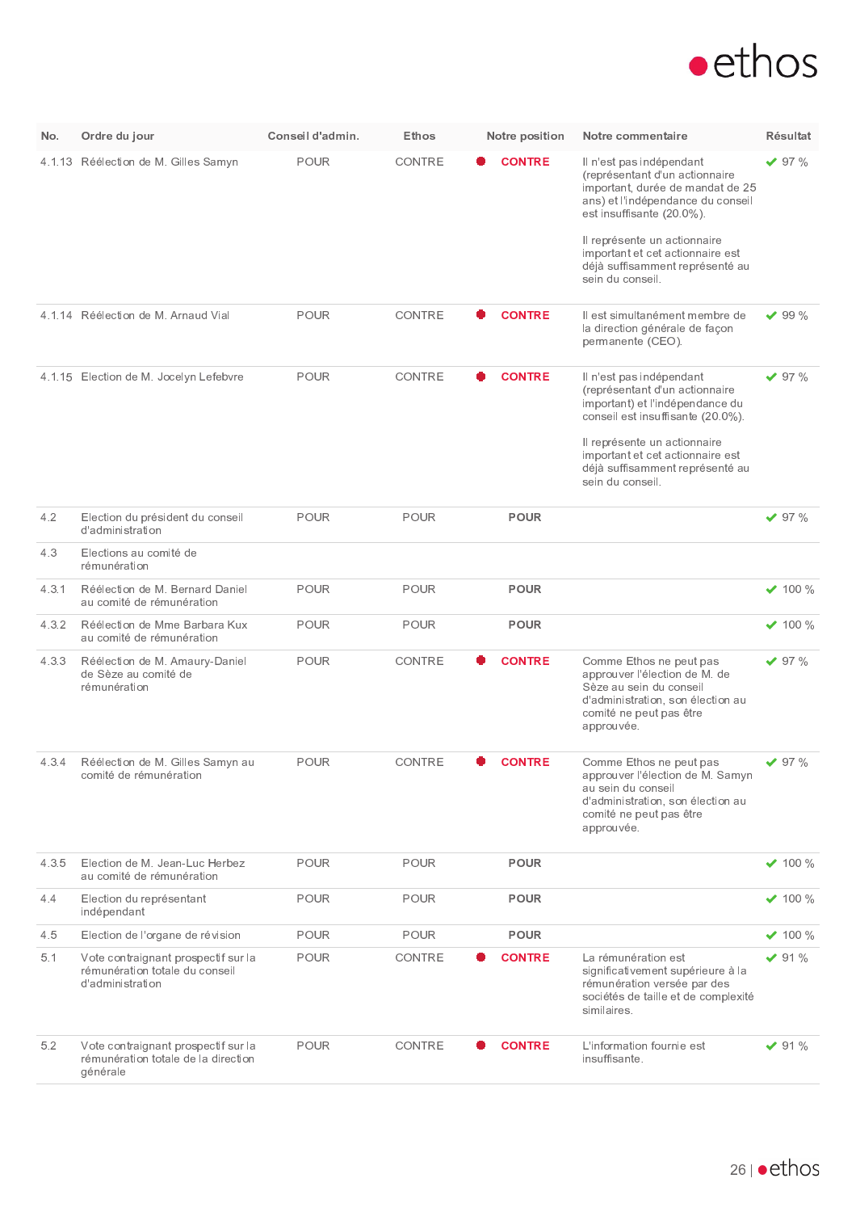| No. | Ordre du jour | Conseil d'admin. | Ethos | Notre position | Notre commentaire | Résultat |
| --- | --- | --- | --- | --- | --- | --- |
| 4.1.13 | Réélection de M. Gilles Samyn | POUR | CONTRE | CONTRE | Il n'est pas indépendant (représentant d'un actionnaire important, durée de mandat de 25 ans) et l'indépendance du conseil est insuffisante (20.0%).<br><br>Il représente un actionnaire important et cet actionnaire est déjà suffisamment représenté au sein du conseil. | ✔ 97 % |
| 4.1.14 | Réélection de M. Arnaud Vial | POUR | CONTRE | CONTRE | Il est simultanément membre de la direction générale de façon permanente (CEO). | ✔ 99 % |
| 4.1.15 | Election de M. Jocelyn Lefebvre | POUR | CONTRE | CONTRE | Il n'est pas indépendant (représentant d'un actionnaire important) et l'indépendance du conseil est insuffisante (20.0%).<br><br>Il représente un actionnaire important et cet actionnaire est déjà suffisamment représenté au sein du conseil. | ✔ 97 % |
| 4.2 | Election du président du conseil d'administration | POUR | POUR | POUR | | ✔ 97 % |
| 4.3 | Elections au comité de rémunération | | | | | |
| 4.3.1 | Réélection de M. Bernard Daniel au comité de rémunération | POUR | POUR | POUR | | ✔ 100 % |
| 4.3.2 | Réélection de Mme Barbara Kux au comité de rémunération | POUR | POUR | POUR | | ✔ 100 % |
| 4.3.3 | Réélection de M. Amaury-Daniel de Sèze au comité de rémunération | POUR | CONTRE | CONTRE | Comme Ethos ne peut pas approuver l'élection de M. de Sèze au sein du conseil d'administration, son élection au comité ne peut pas être approuvée. | ✔ 97 % |
| 4.3.4 | Réélection de M. Gilles Samyn au comité de rémunération | POUR | CONTRE | CONTRE | Comme Ethos ne peut pas approuver l'élection de M. Samyn au sein du conseil d'administration, son élection au comité ne peut pas être approuvée. | ✔ 97 % |
| 4.3.5 | Election de M. Jean-Luc Herbez au comité de rémunération | POUR | POUR | POUR | | ✔ 100 % |
| 4.4 | Election du représentant indépendant | POUR | POUR | POUR | | ✔ 100 % |
| 4.5 | Election de l'organe de révision | POUR | POUR | POUR | | ✔ 100 % |
| 5.1 | Vote contraignant prospectif sur la rémunération totale du conseil d'administration | POUR | CONTRE | CONTRE | La rémunération est significativement supérieure à la rémunération versée par des sociétés de taille et de complexité similaires. | ✔ 91 % |
| 5.2 | Vote contraignant prospectif sur la rémunération totale de la direction générale | POUR | CONTRE | CONTRE | L'information fournie est insuffisante. | ✔ 91 % |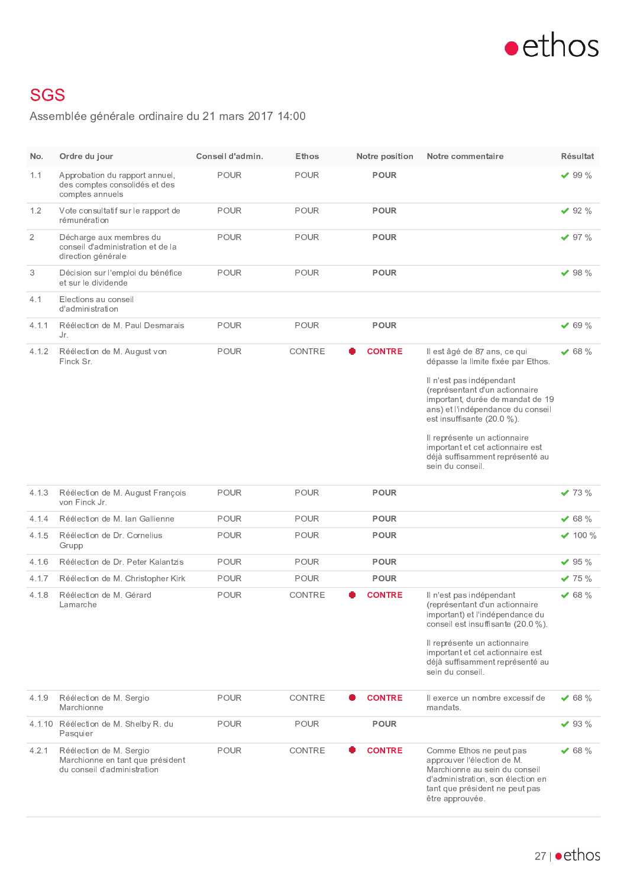# SGS

Assemblée générale ordinaire du 21 mars 2017 14:00

| No. | Ordre du jour | Conseil d'admin. | Ethos | Notre position | Notre commentaire | Résultat |
|---|---|---|---|---|---|---|
| 1.1 | Approbation du rapport annuel, des comptes consolidés et des comptes annuels | POUR | POUR | **POUR** | | ✔ 99 % |
| 1.2 | Vote consultatif sur le rapport de rémunération | POUR | POUR | **POUR** | | ✔ 92 % |
| 2 | Décharge aux membres du conseil d'administration et de la direction générale | POUR | POUR | **POUR** | | ✔ 97 % |
| 3 | Décision sur l'emploi du bénéfice et sur le dividende | POUR | POUR | **POUR** | | ✔ 98 % |
| 4.1 | Elections au conseil d'administration | | | | | |
| 4.1.1 | Réélection de M. Paul Desmarais Jr. | POUR | POUR | **POUR** | | ✔ 69 % |
| 4.1.2 | Réélection de M. August von Finck Sr. | POUR | CONTRE | **CONTRE** | Il est âgé de 87 ans, ce qui dépasse la limite fixée par Ethos.<br><br>Il n'est pas indépendant (représentant d'un actionnaire important, durée de mandat de 19 ans) et l'indépendance du conseil est insuffisante (20.0 %).<br><br>Il représente un actionnaire important et cet actionnaire est déjà suffisamment représenté au sein du conseil. | ✔ 68 % |
| 4.1.3 | Réélection de M. August François von Finck Jr. | POUR | POUR | **POUR** | | ✔ 73 % |
| 4.1.4 | Réélection de M. Ian Gallienne | POUR | POUR | **POUR** | | ✔ 68 % |
| 4.1.5 | Réélection de Dr. Cornelius Grupp | POUR | POUR | **POUR** | | ✔ 100 % |
| 4.1.6 | Réélection de Dr. Peter Kalantzis | POUR | POUR | **POUR** | | ✔ 95 % |
| 4.1.7 | Réélection de M. Christopher Kirk | POUR | POUR | **POUR** | | ✔ 75 % |
| 4.1.8 | Réélection de M. Gérard Lamarche | POUR | CONTRE | **CONTRE** | Il n'est pas indépendant (représentant d'un actionnaire important) et l'indépendance du conseil est insuffisante (20.0 %).<br><br>Il représente un actionnaire important et cet actionnaire est déjà suffisamment représenté au sein du conseil. | ✔ 68 % |
| 4.1.9 | Réélection de M. Sergio Marchionne | POUR | CONTRE | **CONTRE** | Il exerce un nombre excessif de mandats. | ✔ 68 % |
| 4.1.10 | Réélection de M. Shelby R. du Pasquier | POUR | POUR | **POUR** | | ✔ 93 % |
| 4.2.1 | Réélection de M. Sergio Marchionne en tant que président du conseil d'administration | POUR | CONTRE | **CONTRE** | Comme Ethos ne peut pas approuver l'élection de M. Marchionne au sein du conseil d'administration, son élection en tant que président ne peut pas être approuvée. | ✔ 68 % |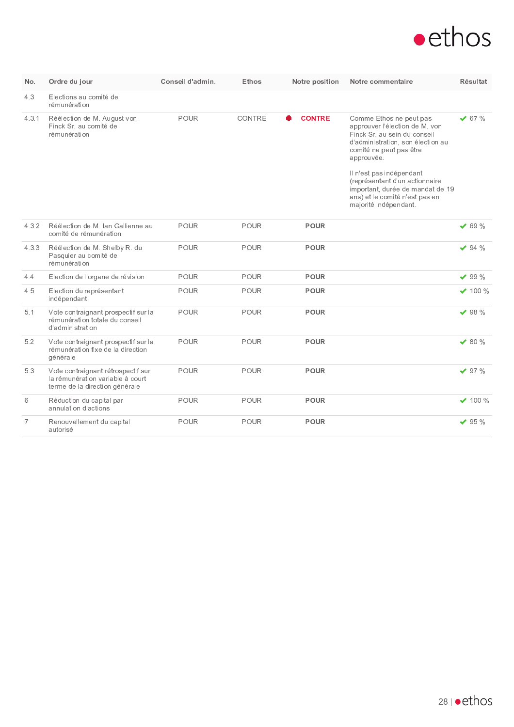| No. | Ordre du jour | Conseil d'admin. | Ethos | Notre position | Notre commentaire | Résultat |
| --- | --- | --- | --- | --- | --- | --- |
| 4.3 | Elections au comité de rémunération | | | | | |
| 4.3.1 | Réélection de M. August von Finck Sr. au comité de rémunération | POUR | CONTRE | CONTRE | Comme Ethos ne peut pas approuver l'élection de M. von Finck Sr. au sein du conseil d'administration, son élection au comité ne peut pas être approuvée.<br><br>Il n'est pas indépendant (représentant d'un actionnaire important, durée de mandat de 19 ans) et le comité n'est pas en majorité indépendant. | ✔ 67 % |
| 4.3.2 | Réélection de M. Ian Gallienne au comité de rémunération | POUR | POUR | POUR | | ✔ 69 % |
| 4.3.3 | Réélection de M. Shelby R. du Pasquier au comité de rémunération | POUR | POUR | POUR | | ✔ 94 % |
| 4.4 | Election de l'organe de révision | POUR | POUR | POUR | | ✔ 99 % |
| 4.5 | Election du représentant indépendant | POUR | POUR | POUR | | ✔ 100 % |
| 5.1 | Vote contraignant prospectif sur la rémunération totale du conseil d'administration | POUR | POUR | POUR | | ✔ 98 % |
| 5.2 | Vote contraignant prospectif sur la rémunération fixe de la direction générale | POUR | POUR | POUR | | ✔ 80 % |
| 5.3 | Vote contraignant rétrospectif sur la rémunération variable à court terme de la direction générale | POUR | POUR | POUR | | ✔ 97 % |
| 6 | Réduction du capital par annulation d'actions | POUR | POUR | POUR | | ✔ 100 % |
| 7 | Renouvellement du capital autorisé | POUR | POUR | POUR | | ✔ 95 % |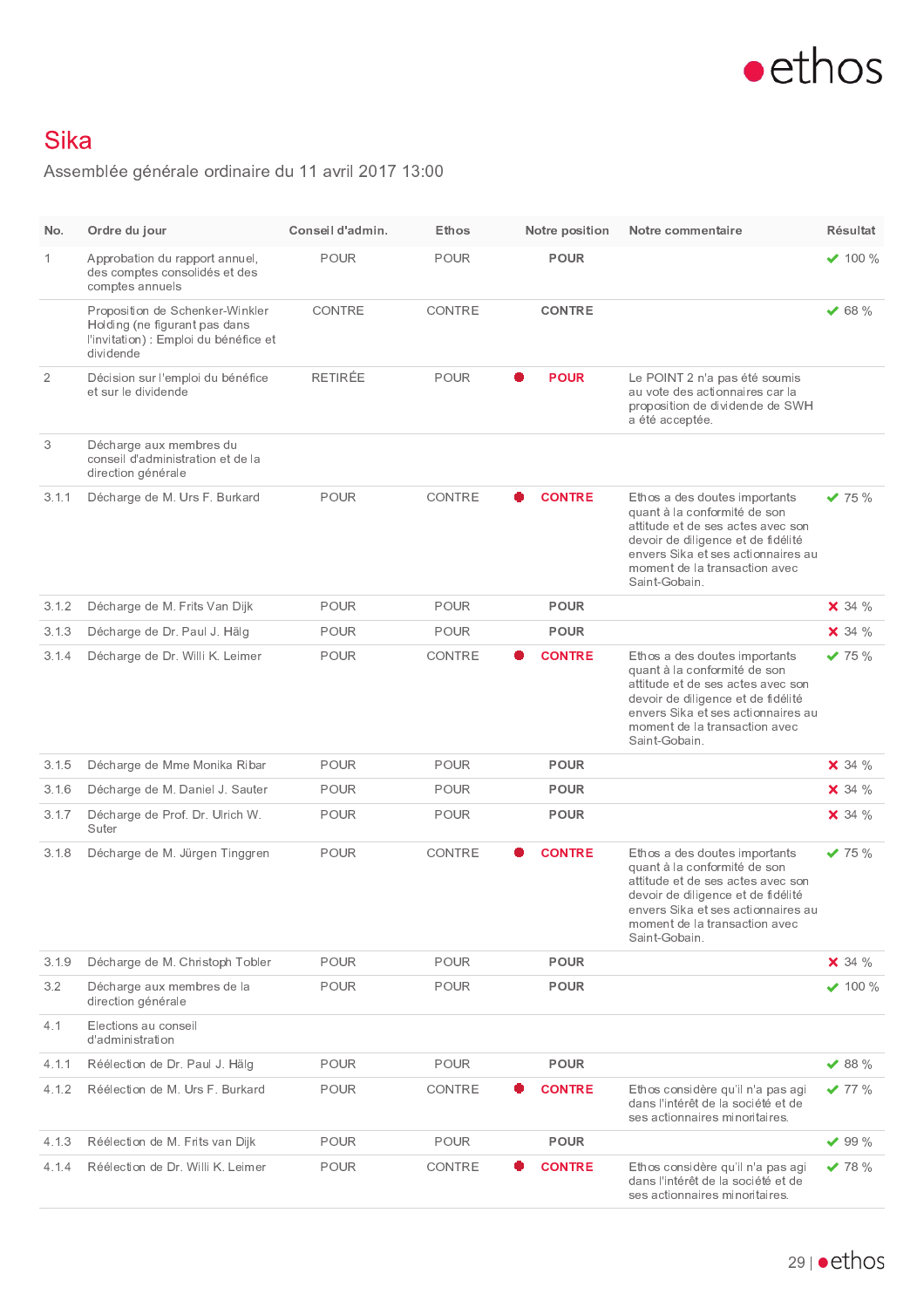# Sika

## Assemblée générale ordinaire du 11 avril 2017 13:00

| No. | Ordre du jour | Conseil d'admin. | Ethos | Notre position | Notre commentaire | Résultat |
|---|---|---|---|---|---|---|
| 1 | Approbation du rapport annuel, des comptes consolidés et des comptes annuels | POUR | POUR | **POUR** | | ✔ 100 % |
| | Proposition de Schenker-Winkler Holding (ne figurant pas dans l'invitation) : Emploi du bénéfice et dividende | CONTRE | CONTRE | **CONTRE** | | ✔ 68 % |
| 2 | Décision sur l'emploi du bénéfice et sur le dividende | RETIRÉE | POUR | ● **POUR** | Le POINT 2 n'a pas été soumis au vote des actionnaires car la proposition de dividende de SWH a été acceptée. | |
| 3 | Décharge aux membres du conseil d'administration et de la direction générale | | | | | |
| 3.1.1 | Décharge de M. Urs F. Burkard | POUR | CONTRE | ● **CONTRE** | Ethos a des doutes importants quant à la conformité de son attitude et de ses actes avec son devoir de diligence et de fidélité envers Sika et ses actionnaires au moment de la transaction avec Saint-Gobain. | ✔ 75 % |
| 3.1.2 | Décharge de M. Frits Van Dijk | POUR | POUR | **POUR** | | ✘ 34 % |
| 3.1.3 | Décharge de Dr. Paul J. Hälg | POUR | POUR | **POUR** | | ✘ 34 % |
| 3.1.4 | Décharge de Dr. Willi K. Leimer | POUR | CONTRE | ● **CONTRE** | Ethos a des doutes importants quant à la conformité de son attitude et de ses actes avec son devoir de diligence et de fidélité envers Sika et ses actionnaires au moment de la transaction avec Saint-Gobain. | ✔ 75 % |
| 3.1.5 | Décharge de Mme Monika Ribar | POUR | POUR | **POUR** | | ✘ 34 % |
| 3.1.6 | Décharge de M. Daniel J. Sauter | POUR | POUR | **POUR** | | ✘ 34 % |
| 3.1.7 | Décharge de Prof. Dr. Ulrich W. Suter | POUR | POUR | **POUR** | | ✘ 34 % |
| 3.1.8 | Décharge de M. Jürgen Tinggren | POUR | CONTRE | ● **CONTRE** | Ethos a des doutes importants quant à la conformité de son attitude et de ses actes avec son devoir de diligence et de fidélité envers Sika et ses actionnaires au moment de la transaction avec Saint-Gobain. | ✔ 75 % |
| 3.1.9 | Décharge de M. Christoph Tobler | POUR | POUR | **POUR** | | ✘ 34 % |
| 3.2 | Décharge aux membres de la direction générale | POUR | POUR | **POUR** | | ✔ 100 % |
| 4.1 | Elections au conseil d'administration | | | | | |
| 4.1.1 | Réélection de Dr. Paul J. Hälg | POUR | POUR | **POUR** | | ✔ 88 % |
| 4.1.2 | Réélection de M. Urs F. Burkard | POUR | CONTRE | ● **CONTRE** | Ethos considère qu'il n'a pas agi dans l'intérêt de la société et de ses actionnaires minoritaires. | ✔ 77 % |
| 4.1.3 | Réélection de M. Frits van Dijk | POUR | POUR | **POUR** | | ✔ 99 % |
| 4.1.4 | Réélection de Dr. Willi K. Leimer | POUR | CONTRE | ● **CONTRE** | Ethos considère qu'il n'a pas agi dans l'intérêt de la société et de ses actionnaires minoritaires. | ✔ 78 % |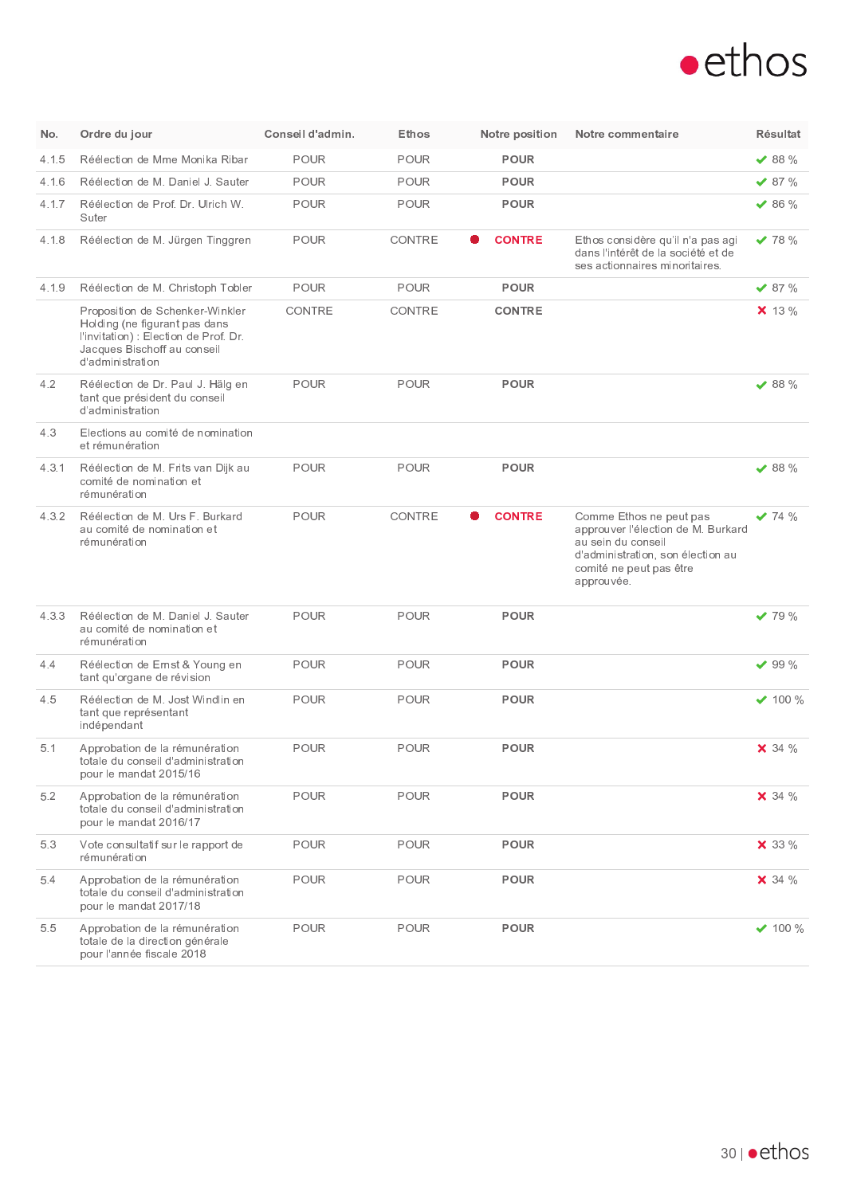| No. | Ordre du jour | Conseil d'admin. | Ethos | Notre position | Notre commentaire | Résultat |
|---|---|---|---|---|---|---|
| 4.1.5 | Réélection de Mme Monika Ribar | POUR | POUR | **POUR** | | ✔ 88 % |
| 4.1.6 | Réélection de M. Daniel J. Sauter | POUR | POUR | **POUR** | | ✔ 87 % |
| 4.1.7 | Réélection de Prof. Dr. Ulrich W. Suter | POUR | POUR | **POUR** | | ✔ 86 % |
| 4.1.8 | Réélection de M. Jürgen Tinggren | POUR | CONTRE | ● **CONTRE** | Ethos considère qu'il n'a pas agi dans l'intérêt de la société et de ses actionnaires minoritaires. | ✔ 78 % |
| 4.1.9 | Réélection de M. Christoph Tobler | POUR | POUR | **POUR** | | ✔ 87 % |
| | Proposition de Schenker-Winkler Holding (ne figurant pas dans l'invitation) : Election de Prof. Dr. Jacques Bischoff au conseil d'administration | CONTRE | CONTRE | **CONTRE** | | ✘ 13 % |
| 4.2 | Réélection de Dr. Paul J. Hälg en tant que président du conseil d'administration | POUR | POUR | **POUR** | | ✔ 88 % |
| 4.3 | Elections au comité de nomination et rémunération | | | | | |
| 4.3.1 | Réélection de M. Frits van Dijk au comité de nomination et rémunération | POUR | POUR | **POUR** | | ✔ 88 % |
| 4.3.2 | Réélection de M. Urs F. Burkard au comité de nomination et rémunération | POUR | CONTRE | ● **CONTRE** | Comme Ethos ne peut pas approuver l'élection de M. Burkard au sein du conseil d'administration, son élection au comité ne peut pas être approuvée. | ✔ 74 % |
| 4.3.3 | Réélection de M. Daniel J. Sauter au comité de nomination et rémunération | POUR | POUR | **POUR** | | ✔ 79 % |
| 4.4 | Réélection de Ernst & Young en tant qu'organe de révision | POUR | POUR | **POUR** | | ✔ 99 % |
| 4.5 | Réélection de M. Jost Windlin en tant que représentant indépendant | POUR | POUR | **POUR** | | ✔ 100 % |
| 5.1 | Approbation de la rémunération totale du conseil d'administration pour le mandat 2015/16 | POUR | POUR | **POUR** | | ✘ 34 % |
| 5.2 | Approbation de la rémunération totale du conseil d'administration pour le mandat 2016/17 | POUR | POUR | **POUR** | | ✘ 34 % |
| 5.3 | Vote consultatif sur le rapport de rémunération | POUR | POUR | **POUR** | | ✘ 33 % |
| 5.4 | Approbation de la rémunération totale du conseil d'administration pour le mandat 2017/18 | POUR | POUR | **POUR** | | ✘ 34 % |
| 5.5 | Approbation de la rémunération totale de la direction générale pour l'année fiscale 2018 | POUR | POUR | **POUR** | | ✔ 100 % |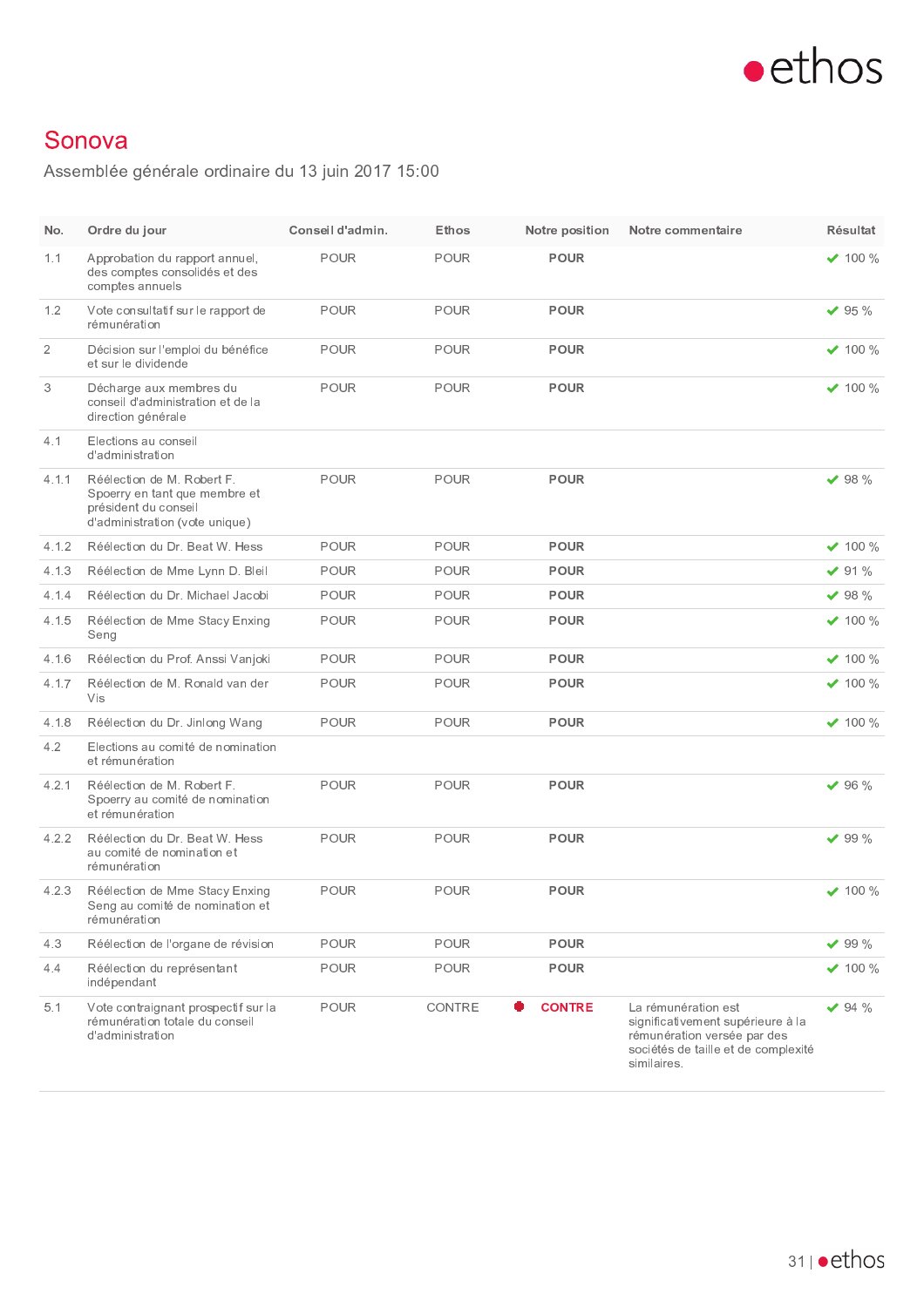# Sonova

Assemblée générale ordinaire du 13 juin 2017 15:00

| No. | Ordre du jour | Conseil d'admin. | Ethos | Notre position | Notre commentaire | Résultat |
|---|---|---|---|---|---|---|
| 1.1 | Approbation du rapport annuel, des comptes consolidés et des comptes annuels | POUR | POUR | **POUR** | | ✔ 100 % |
| 1.2 | Vote consultatif sur le rapport de rémunération | POUR | POUR | **POUR** | | ✔ 95 % |
| 2 | Décision sur l'emploi du bénéfice et sur le dividende | POUR | POUR | **POUR** | | ✔ 100 % |
| 3 | Décharge aux membres du conseil d'administration et de la direction générale | POUR | POUR | **POUR** | | ✔ 100 % |
| 4.1 | Elections au conseil d'administration | | | | | |
| 4.1.1 | Réélection de M. Robert F. Spoerry en tant que membre et président du conseil d'administration (vote unique) | POUR | POUR | **POUR** | | ✔ 98 % |
| 4.1.2 | Réélection du Dr. Beat W. Hess | POUR | POUR | **POUR** | | ✔ 100 % |
| 4.1.3 | Réélection de Mme Lynn D. Bleil | POUR | POUR | **POUR** | | ✔ 91 % |
| 4.1.4 | Réélection du Dr. Michael Jacobi | POUR | POUR | **POUR** | | ✔ 98 % |
| 4.1.5 | Réélection de Mme Stacy Enxing Seng | POUR | POUR | **POUR** | | ✔ 100 % |
| 4.1.6 | Réélection du Prof. Anssi Vanjoki | POUR | POUR | **POUR** | | ✔ 100 % |
| 4.1.7 | Réélection de M. Ronald van der Vis | POUR | POUR | **POUR** | | ✔ 100 % |
| 4.1.8 | Réélection du Dr. Jinlong Wang | POUR | POUR | **POUR** | | ✔ 100 % |
| 4.2 | Elections au comité de nomination et rémunération | | | | | |
| 4.2.1 | Réélection de M. Robert F. Spoerry au comité de nomination et rémunération | POUR | POUR | **POUR** | | ✔ 96 % |
| 4.2.2 | Réélection du Dr. Beat W. Hess au comité de nomination et rémunération | POUR | POUR | **POUR** | | ✔ 99 % |
| 4.2.3 | Réélection de Mme Stacy Enxing Seng au comité de nomination et rémunération | POUR | POUR | **POUR** | | ✔ 100 % |
| 4.3 | Réélection de l'organe de révision | POUR | POUR | **POUR** | | ✔ 99 % |
| 4.4 | Réélection du représentant indépendant | POUR | POUR | **POUR** | | ✔ 100 % |
| 5.1 | Vote contraignant prospectif sur la rémunération totale du conseil d'administration | POUR | CONTRE | **CONTRE** | La rémunération est significativement supérieure à la rémunération versée par des sociétés de taille et de complexité similaires. | ✔ 94 % |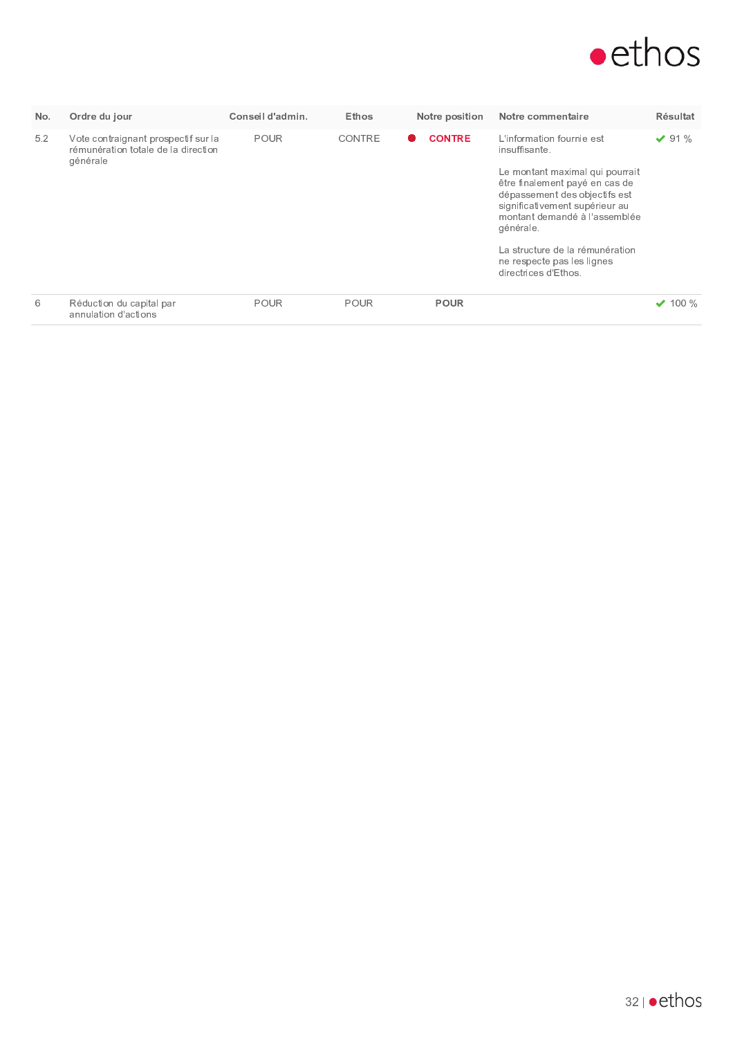| No. | Ordre du jour | Conseil d'admin. | Ethos | Notre position | Notre commentaire | Résultat |
|---|---|---|---|---|---|---|
| 5.2 | Vote contraignant prospectif sur la rémunération totale de la direction générale | POUR | CONTRE | ● **CONTRE** | L'information fournie est insuffisante.<br><br>Le montant maximal qui pourrait être finalement payé en cas de dépassement des objectifs est significativement supérieur au montant demandé à l'assemblée générale.<br><br>La structure de la rémunération ne respecte pas les lignes directrices d'Ethos. | ✔ 91 % |
| 6 | Réduction du capital par annulation d'actions | POUR | POUR | **POUR** | | ✔ 100 % |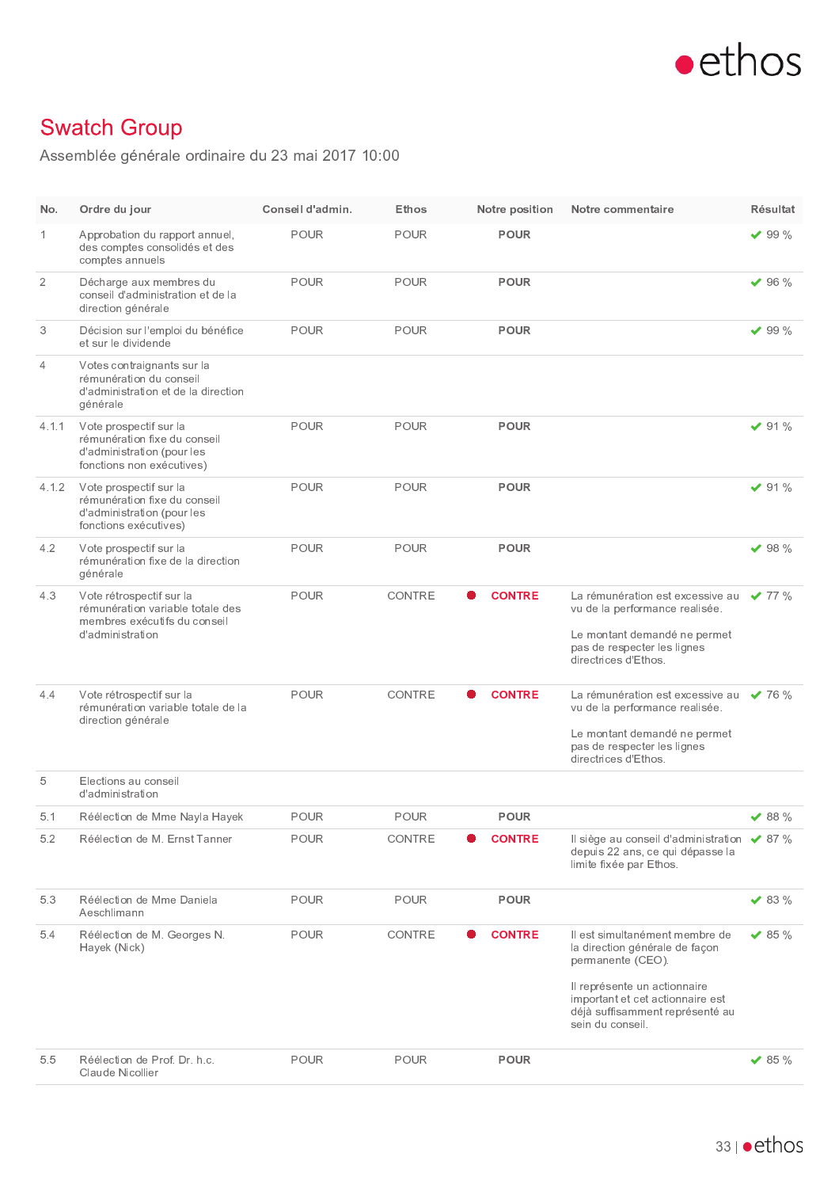# Swatch Group

Assemblée générale ordinaire du 23 mai 2017 10:00

| No. | Ordre du jour | Conseil d'admin. | Ethos | Notre position | Notre commentaire | Résultat |
|---|---|---|---|---|---|---|
| 1 | Approbation du rapport annuel, des comptes consolidés et des comptes annuels | POUR | POUR | **POUR** | | ✔ 99 % |
| 2 | Décharge aux membres du conseil d'administration et de la direction générale | POUR | POUR | **POUR** | | ✔ 96 % |
| 3 | Décision sur l'emploi du bénéfice et sur le dividende | POUR | POUR | **POUR** | | ✔ 99 % |
| 4 | Votes contraignants sur la rémunération du conseil d'administration et de la direction générale | | | | | |
| 4.1.1 | Vote prospectif sur la rémunération fixe du conseil d'administration (pour les fonctions non exécutives) | POUR | POUR | **POUR** | | ✔ 91 % |
| 4.1.2 | Vote prospectif sur la rémunération fixe du conseil d'administration (pour les fonctions exécutives) | POUR | POUR | **POUR** | | ✔ 91 % |
| 4.2 | Vote prospectif sur la rémunération fixe de la direction générale | POUR | POUR | **POUR** | | ✔ 98 % |
| 4.3 | Vote rétrospectif sur la rémunération variable totale des membres exécutifs du conseil d'administration | POUR | CONTRE | **CONTRE** | La rémunération est excessive au vu de la performance realisée. Le montant demandé ne permet pas de respecter les lignes directrices d'Ethos. | ✔ 77 % |
| 4.4 | Vote rétrospectif sur la rémunération variable totale de la direction générale | POUR | CONTRE | **CONTRE** | La rémunération est excessive au vu de la performance realisée. Le montant demandé ne permet pas de respecter les lignes directrices d'Ethos. | ✔ 76 % |
| 5 | Elections au conseil d'administration | | | | | |
| 5.1 | Réélection de Mme Nayla Hayek | POUR | POUR | **POUR** | | ✔ 88 % |
| 5.2 | Réélection de M. Ernst Tanner | POUR | CONTRE | **CONTRE** | Il siège au conseil d'administration depuis 22 ans, ce qui dépasse la limite fixée par Ethos. | ✔ 87 % |
| 5.3 | Réélection de Mme Daniela Aeschlimann | POUR | POUR | **POUR** | | ✔ 83 % |
| 5.4 | Réélection de M. Georges N. Hayek (Nick) | POUR | CONTRE | **CONTRE** | Il est simultanément membre de la direction générale de façon permanente (CEO). Il représente un actionnaire important et cet actionnaire est déjà suffisamment représenté au sein du conseil. | ✔ 85 % |
| 5.5 | Réélection de Prof. Dr. h.c. Claude Nicollier | POUR | POUR | **POUR** | | ✔ 85 % |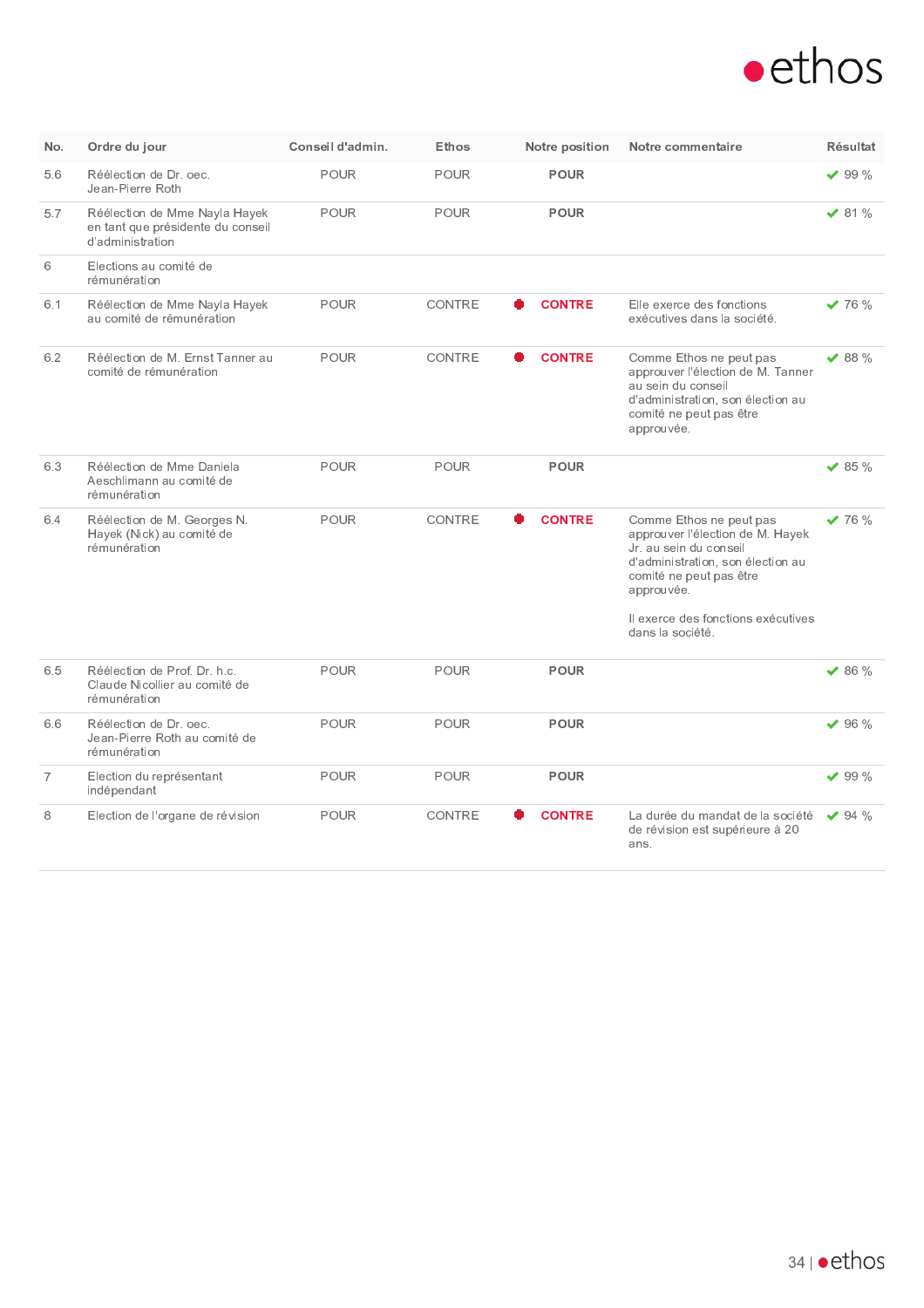| No. | Ordre du jour | Conseil d'admin. | Ethos | Notre position | Notre commentaire | Résultat |
|---|---|---|---|---|---|---|
| 5.6 | Réélection de Dr. oec. Jean-Pierre Roth | POUR | POUR | **POUR** | | ✔ 99 % |
| 5.7 | Réélection de Mme Nayla Hayek en tant que présidente du conseil d'administration | POUR | POUR | **POUR** | | ✔ 81 % |
| 6 | Elections au comité de rémunération | | | | | |
| 6.1 | Réélection de Mme Nayla Hayek au comité de rémunération | POUR | CONTRE | ● **CONTRE** | Elle exerce des fonctions exécutives dans la société. | ✔ 76 % |
| 6.2 | Réélection de M. Ernst Tanner au comité de rémunération | POUR | CONTRE | ● **CONTRE** | Comme Ethos ne peut pas approuver l'élection de M. Tanner au sein du conseil d'administration, son élection au comité ne peut pas être approuvée. | ✔ 88 % |
| 6.3 | Réélection de Mme Daniela Aeschlimann au comité de rémunération | POUR | POUR | **POUR** | | ✔ 85 % |
| 6.4 | Réélection de M. Georges N. Hayek (Nick) au comité de rémunération | POUR | CONTRE | ● **CONTRE** | Comme Ethos ne peut pas approuver l'élection de M. Hayek Jr. au sein du conseil d'administration, son élection au comité ne peut pas être approuvée.<br><br>Il exerce des fonctions exécutives dans la société. | ✔ 76 % |
| 6.5 | Réélection de Prof. Dr. h.c. Claude Nicollier au comité de rémunération | POUR | POUR | **POUR** | | ✔ 86 % |
| 6.6 | Réélection de Dr. oec. Jean-Pierre Roth au comité de rémunération | POUR | POUR | **POUR** | | ✔ 96 % |
| 7 | Election du représentant indépendant | POUR | POUR | **POUR** | | ✔ 99 % |
| 8 | Election de l'organe de révision | POUR | CONTRE | ● **CONTRE** | La durée du mandat de la société de révision est supérieure à 20 ans. | ✔ 94 % |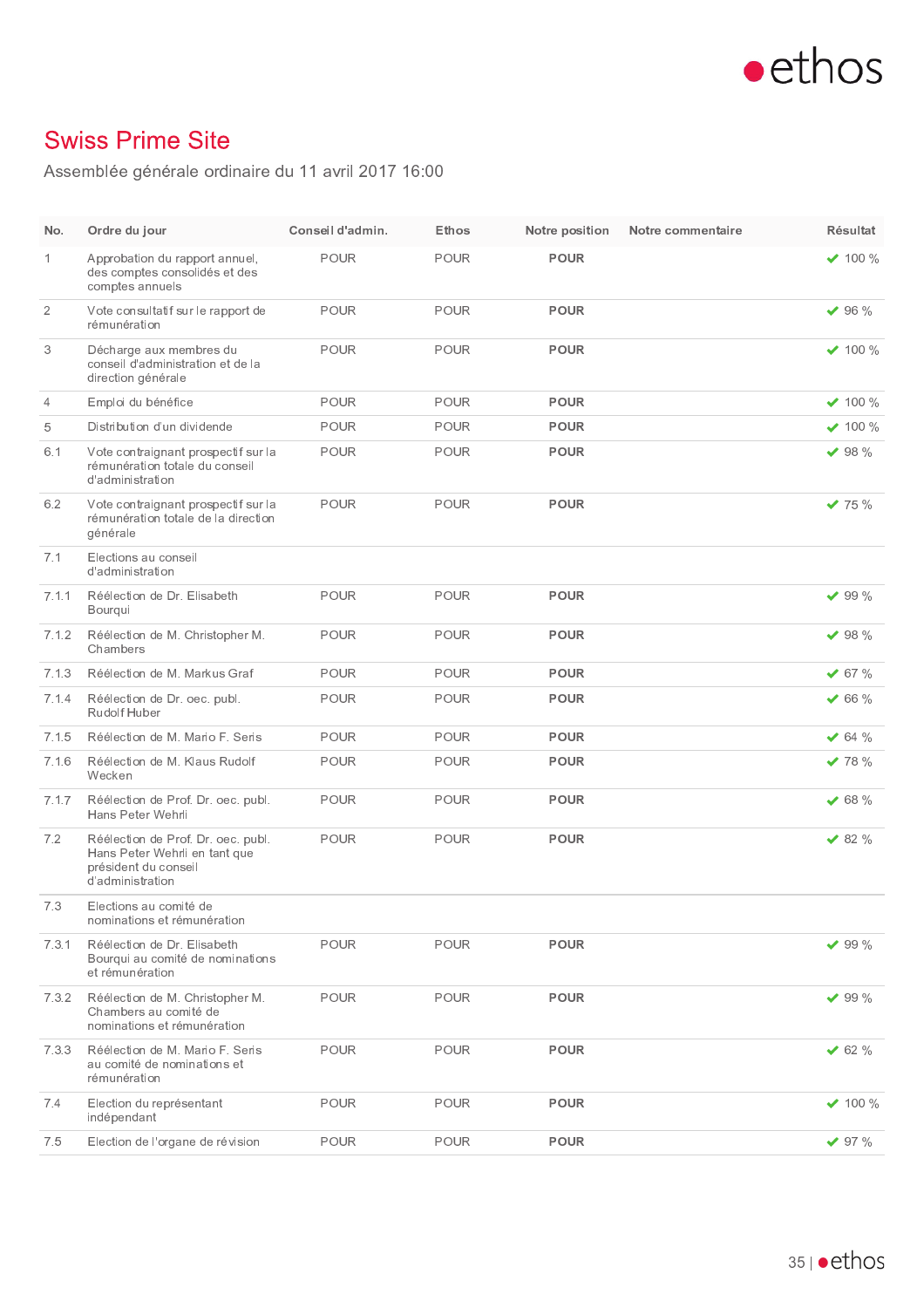# Swiss Prime Site

Assemblée générale ordinaire du 11 avril 2017 16:00

| No. | Ordre du jour | Conseil d'admin. | Ethos | Notre position | Notre commentaire | Résultat |
|---|---|---|---|---|---|---|
| 1 | Approbation du rapport annuel, des comptes consolidés et des comptes annuels | POUR | POUR | **POUR** | | ✔ 100 % |
| 2 | Vote consultatif sur le rapport de rémunération | POUR | POUR | **POUR** | | ✔ 96 % |
| 3 | Décharge aux membres du conseil d'administration et de la direction générale | POUR | POUR | **POUR** | | ✔ 100 % |
| 4 | Emploi du bénéfice | POUR | POUR | **POUR** | | ✔ 100 % |
| 5 | Distribution d'un dividende | POUR | POUR | **POUR** | | ✔ 100 % |
| 6.1 | Vote contraignant prospectif sur la rémunération totale du conseil d'administration | POUR | POUR | **POUR** | | ✔ 98 % |
| 6.2 | Vote contraignant prospectif sur la rémunération totale de la direction générale | POUR | POUR | **POUR** | | ✔ 75 % |
| 7.1 | Elections au conseil d'administration | | | | | |
| 7.1.1 | Réélection de Dr. Elisabeth Bourqui | POUR | POUR | **POUR** | | ✔ 99 % |
| 7.1.2 | Réélection de M. Christopher M. Chambers | POUR | POUR | **POUR** | | ✔ 98 % |
| 7.1.3 | Réélection de M. Markus Graf | POUR | POUR | **POUR** | | ✔ 67 % |
| 7.1.4 | Réélection de Dr. oec. publ. Rudolf Huber | POUR | POUR | **POUR** | | ✔ 66 % |
| 7.1.5 | Réélection de M. Mario F. Seris | POUR | POUR | **POUR** | | ✔ 64 % |
| 7.1.6 | Réélection de M. Klaus Rudolf Wecken | POUR | POUR | **POUR** | | ✔ 78 % |
| 7.1.7 | Réélection de Prof. Dr. oec. publ. Hans Peter Wehrli | POUR | POUR | **POUR** | | ✔ 68 % |
| 7.2 | Réélection de Prof. Dr. oec. publ. Hans Peter Wehrli en tant que président du conseil d'administration | POUR | POUR | **POUR** | | ✔ 82 % |
| 7.3 | Elections au comité de nominations et rémunération | | | | | |
| 7.3.1 | Réélection de Dr. Elisabeth Bourqui au comité de nominations et rémunération | POUR | POUR | **POUR** | | ✔ 99 % |
| 7.3.2 | Réélection de M. Christopher M. Chambers au comité de nominations et rémunération | POUR | POUR | **POUR** | | ✔ 99 % |
| 7.3.3 | Réélection de M. Mario F. Seris au comité de nominations et rémunération | POUR | POUR | **POUR** | | ✔ 62 % |
| 7.4 | Election du représentant indépendant | POUR | POUR | **POUR** | | ✔ 100 % |
| 7.5 | Election de l'organe de révision | POUR | POUR | **POUR** | | ✔ 97 % |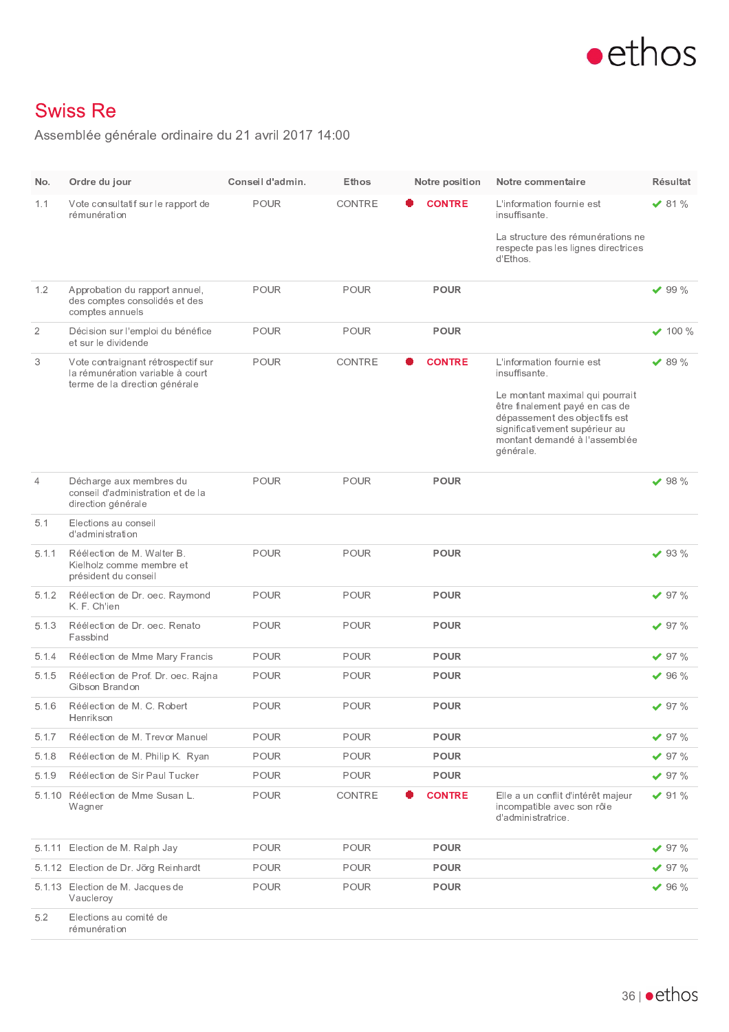# Swiss Re

Assemblée générale ordinaire du 21 avril 2017 14:00

| No. | Ordre du jour | Conseil d'admin. | Ethos | Notre position | Notre commentaire | Résultat |
|---|---|---|---|---|---|---|
| 1.1 | Vote consultatif sur le rapport de rémunération | POUR | CONTRE | CONTRE | L'information fournie est insuffisante.<br><br>La structure des rémunérations ne respecte pas les lignes directrices d'Ethos. | ✔ 81 % |
| 1.2 | Approbation du rapport annuel, des comptes consolidés et des comptes annuels | POUR | POUR | POUR | | ✔ 99 % |
| 2 | Décision sur l'emploi du bénéfice et sur le dividende | POUR | POUR | POUR | | ✔ 100 % |
| 3 | Vote contraignant rétrospectif sur la rémunération variable à court terme de la direction générale | POUR | CONTRE | CONTRE | L'information fournie est insuffisante.<br><br>Le montant maximal qui pourrait être finalement payé en cas de dépassement des objectifs est significativement supérieur au montant demandé à l'assemblée générale. | ✔ 89 % |
| 4 | Décharge aux membres du conseil d'administration et de la direction générale | POUR | POUR | POUR | | ✔ 98 % |
| 5.1 | Elections au conseil d'administration | | | | | |
| 5.1.1 | Réélection de M. Walter B. Kielholz comme membre et président du conseil | POUR | POUR | POUR | | ✔ 93 % |
| 5.1.2 | Réélection de Dr. oec. Raymond K. F. Ch'ien | POUR | POUR | POUR | | ✔ 97 % |
| 5.1.3 | Réélection de Dr. oec. Renato Fassbind | POUR | POUR | POUR | | ✔ 97 % |
| 5.1.4 | Réélection de Mme Mary Francis | POUR | POUR | POUR | | ✔ 97 % |
| 5.1.5 | Réélection de Prof. Dr. oec. Rajna Gibson Brandon | POUR | POUR | POUR | | ✔ 96 % |
| 5.1.6 | Réélection de M. C. Robert Henrikson | POUR | POUR | POUR | | ✔ 97 % |
| 5.1.7 | Réélection de M. Trevor Manuel | POUR | POUR | POUR | | ✔ 97 % |
| 5.1.8 | Réélection de M. Philip K. Ryan | POUR | POUR | POUR | | ✔ 97 % |
| 5.1.9 | Réélection de Sir Paul Tucker | POUR | POUR | POUR | | ✔ 97 % |
| 5.1.10 | Réélection de Mme Susan L. Wagner | POUR | CONTRE | CONTRE | Elle a un conflit d'intérêt majeur incompatible avec son rôle d'administratrice. | ✔ 91 % |
| 5.1.11 | Election de M. Ralph Jay | POUR | POUR | POUR | | ✔ 97 % |
| 5.1.12 | Election de Dr. Jörg Reinhardt | POUR | POUR | POUR | | ✔ 97 % |
| 5.1.13 | Election de M. Jacques de Vaucleroy | POUR | POUR | POUR | | ✔ 96 % |
| 5.2 | Elections au comité de rémunération | | | | | |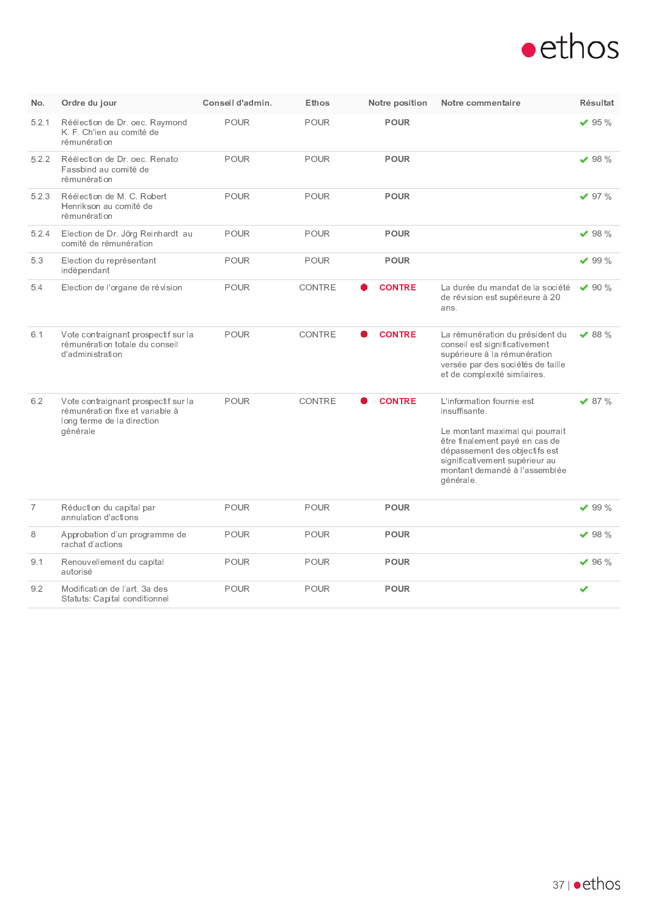| No. | Ordre du jour | Conseil d'admin. | Ethos | Notre position | Notre commentaire | Résultat |
|---|---|---|---|---|---|---|
| 5.2.1 | Réélection de Dr. oec. Raymond K. F. Ch'ien au comité de rémunération | POUR | POUR | **POUR** | | ✔ 95 % |
| 5.2.2 | Réélection de Dr. oec. Renato Fassbind au comité de rémunération | POUR | POUR | **POUR** | | ✔ 98 % |
| 5.2.3 | Réélection de M. C. Robert Henrikson au comité de rémunération | POUR | POUR | **POUR** | | ✔ 97 % |
| 5.2.4 | Election de Dr. Jörg Reinhardt au comité de rémunération | POUR | POUR | **POUR** | | ✔ 98 % |
| 5.3 | Election du représentant indépendant | POUR | POUR | **POUR** | | ✔ 99 % |
| 5.4 | Election de l'organe de révision | POUR | CONTRE | **CONTRE** | La durée du mandat de la société de révision est supérieure à 20 ans. | ✔ 90 % |
| 6.1 | Vote contraignant prospectif sur la rémunération totale du conseil d'administration | POUR | CONTRE | **CONTRE** | La rémunération du président du conseil est significativement supérieure à la rémunération versée par des sociétés de taille et de complexité similaires. | ✔ 88 % |
| 6.2 | Vote contraignant prospectif sur la rémunération fixe et variable à long terme de la direction générale | POUR | CONTRE | **CONTRE** | L'information fournie est insuffisante.<br><br>Le montant maximal qui pourrait être finalement payé en cas de dépassement des objectifs est significativement supérieur au montant demandé à l'assemblée générale. | ✔ 87 % |
| 7 | Réduction du capital par annulation d'actions | POUR | POUR | **POUR** | | ✔ 99 % |
| 8 | Approbation d'un programme de rachat d'actions | POUR | POUR | **POUR** | | ✔ 98 % |
| 9.1 | Renouvellement du capital autorisé | POUR | POUR | **POUR** | | ✔ 96 % |
| 9.2 | Modification de l'art. 3a des Statuts: Capital conditionnel | POUR | POUR | **POUR** | | ✔ |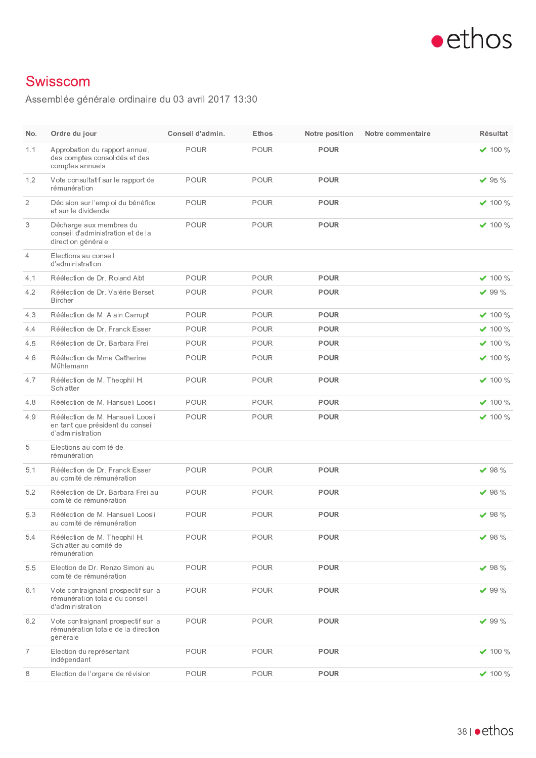# Swisscom

Assemblée générale ordinaire du 03 avril 2017 13:30

| No. | Ordre du jour | Conseil d'admin. | Ethos | Notre position | Notre commentaire | Résultat |
|---|---|---|---|---|---|---|
| 1.1 | Approbation du rapport annuel, des comptes consolidés et des comptes annuels | POUR | POUR | **POUR** | | ✔ 100 % |
| 1.2 | Vote consultatif sur le rapport de rémunération | POUR | POUR | **POUR** | | ✔ 95 % |
| 2 | Décision sur l'emploi du bénéfice et sur le dividende | POUR | POUR | **POUR** | | ✔ 100 % |
| 3 | Décharge aux membres du conseil d'administration et de la direction générale | POUR | POUR | **POUR** | | ✔ 100 % |
| 4 | Elections au conseil d'administration | | | | | |
| 4.1 | Réélection de Dr. Roland Abt | POUR | POUR | **POUR** | | ✔ 100 % |
| 4.2 | Réélection de Dr. Valérie Berset Bircher | POUR | POUR | **POUR** | | ✔ 99 % |
| 4.3 | Réélection de M. Alain Carrupt | POUR | POUR | **POUR** | | ✔ 100 % |
| 4.4 | Réélection de Dr. Franck Esser | POUR | POUR | **POUR** | | ✔ 100 % |
| 4.5 | Réélection de Dr. Barbara Frei | POUR | POUR | **POUR** | | ✔ 100 % |
| 4.6 | Réélection de Mme Catherine Mühlemann | POUR | POUR | **POUR** | | ✔ 100 % |
| 4.7 | Réélection de M. Theophil H. Schlatter | POUR | POUR | **POUR** | | ✔ 100 % |
| 4.8 | Réélection de M. Hansueli Loosli | POUR | POUR | **POUR** | | ✔ 100 % |
| 4.9 | Réélection de M. Hansueli Loosli en tant que président du conseil d'administration | POUR | POUR | **POUR** | | ✔ 100 % |
| 5 | Elections au comité de rémunération | | | | | |
| 5.1 | Réélection de Dr. Franck Esser au comité de rémunération | POUR | POUR | **POUR** | | ✔ 98 % |
| 5.2 | Réélection de Dr. Barbara Frei au comité de rémunération | POUR | POUR | **POUR** | | ✔ 98 % |
| 5.3 | Réélection de M. Hansueli Loosli au comité de rémunération | POUR | POUR | **POUR** | | ✔ 98 % |
| 5.4 | Réélection de M. Theophil H. Schlatter au comité de rémunération | POUR | POUR | **POUR** | | ✔ 98 % |
| 5.5 | Election de Dr. Renzo Simoni au comité de rémunération | POUR | POUR | **POUR** | | ✔ 98 % |
| 6.1 | Vote contraignant prospectif sur la rémunération totale du conseil d'administration | POUR | POUR | **POUR** | | ✔ 99 % |
| 6.2 | Vote contraignant prospectif sur la rémunération totale de la direction générale | POUR | POUR | **POUR** | | ✔ 99 % |
| 7 | Election du représentant indépendant | POUR | POUR | **POUR** | | ✔ 100 % |
| 8 | Election de l'organe de révision | POUR | POUR | **POUR** | | ✔ 100 % |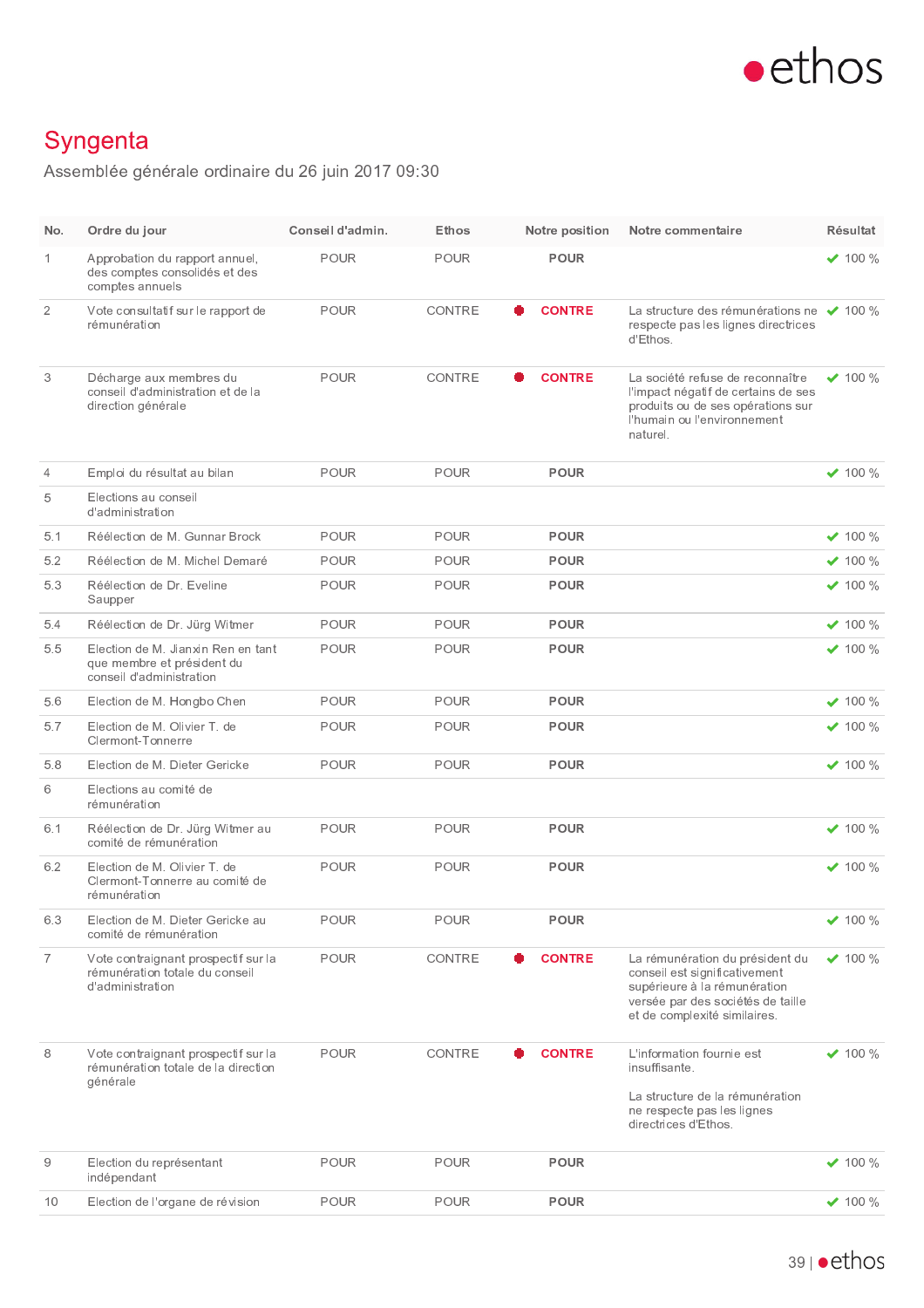# Syngenta

Assemblée générale ordinaire du 26 juin 2017 09:30

| No. | Ordre du jour | Conseil d'admin. | Ethos | Notre position | Notre commentaire | Résultat |
|---|---|---|---|---|---|---|
| 1 | Approbation du rapport annuel, des comptes consolidés et des comptes annuels | POUR | POUR | **POUR** | | ✔ 100 % |
| 2 | Vote consultatif sur le rapport de rémunération | POUR | CONTRE | **CONTRE** | La structure des rémunérations ne respecte pas les lignes directrices d'Ethos. | ✔ 100 % |
| 3 | Décharge aux membres du conseil d'administration et de la direction générale | POUR | CONTRE | **CONTRE** | La société refuse de reconnaître l'impact négatif de certains de ses produits ou de ses opérations sur l'humain ou l'environnement naturel. | ✔ 100 % |
| 4 | Emploi du résultat au bilan | POUR | POUR | **POUR** | | ✔ 100 % |
| 5 | Elections au conseil d'administration | | | | | |
| 5.1 | Réélection de M. Gunnar Brock | POUR | POUR | **POUR** | | ✔ 100 % |
| 5.2 | Réélection de M. Michel Demaré | POUR | POUR | **POUR** | | ✔ 100 % |
| 5.3 | Réélection de Dr. Eveline Saupper | POUR | POUR | **POUR** | | ✔ 100 % |
| 5.4 | Réélection de Dr. Jürg Witmer | POUR | POUR | **POUR** | | ✔ 100 % |
| 5.5 | Election de M. Jianxin Ren en tant que membre et président du conseil d'administration | POUR | POUR | **POUR** | | ✔ 100 % |
| 5.6 | Election de M. Hongbo Chen | POUR | POUR | **POUR** | | ✔ 100 % |
| 5.7 | Election de M. Olivier T. de Clermont-Tonnerre | POUR | POUR | **POUR** | | ✔ 100 % |
| 5.8 | Election de M. Dieter Gericke | POUR | POUR | **POUR** | | ✔ 100 % |
| 6 | Elections au comité de rémunération | | | | | |
| 6.1 | Réélection de Dr. Jürg Witmer au comité de rémunération | POUR | POUR | **POUR** | | ✔ 100 % |
| 6.2 | Election de M. Olivier T. de Clermont-Tonnerre au comité de rémunération | POUR | POUR | **POUR** | | ✔ 100 % |
| 6.3 | Election de M. Dieter Gericke au comité de rémunération | POUR | POUR | **POUR** | | ✔ 100 % |
| 7 | Vote contraignant prospectif sur la rémunération totale du conseil d'administration | POUR | CONTRE | **CONTRE** | La rémunération du président du conseil est significativement supérieure à la rémunération versée par des sociétés de taille et de complexité similaires. | ✔ 100 % |
| 8 | Vote contraignant prospectif sur la rémunération totale de la direction générale | POUR | CONTRE | **CONTRE** | L'information fournie est insuffisante.<br><br>La structure de la rémunération ne respecte pas les lignes directrices d'Ethos. | ✔ 100 % |
| 9 | Election du représentant indépendant | POUR | POUR | **POUR** | | ✔ 100 % |
| 10 | Election de l'organe de révision | POUR | POUR | **POUR** | | ✔ 100 % |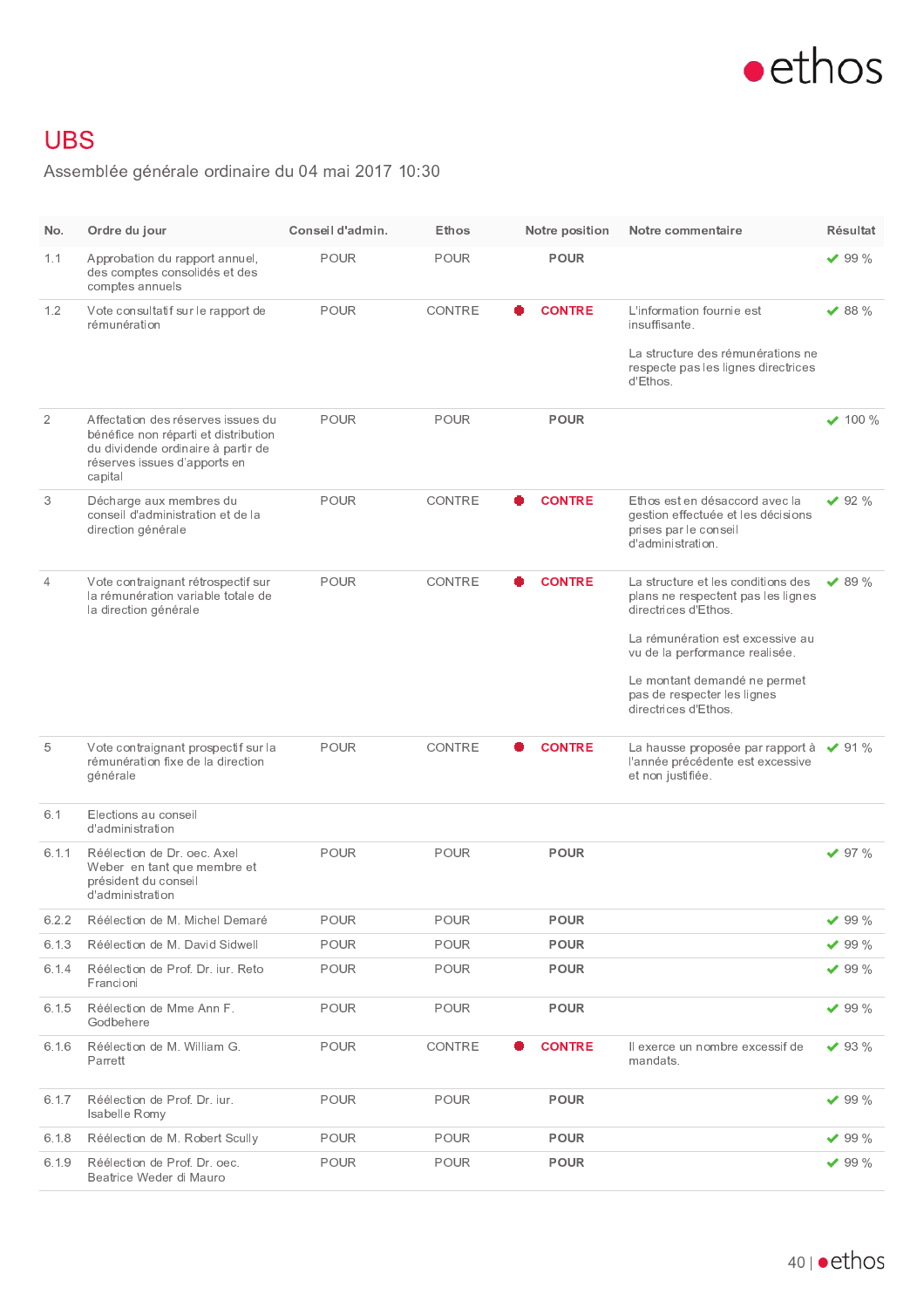# UBS

Assemblée générale ordinaire du 04 mai 2017 10:30

| No. | Ordre du jour | Conseil d'admin. | Ethos | Notre position | Notre commentaire | Résultat |
|---|---|---|---|---|---|---|
| 1.1 | Approbation du rapport annuel, des comptes consolidés et des comptes annuels | POUR | POUR | **POUR** | | ✔ 99 % |
| 1.2 | Vote consultatif sur le rapport de rémunération | POUR | CONTRE | **CONTRE** | L'information fournie est insuffisante.<br><br>La structure des rémunérations ne respecte pas les lignes directrices d'Ethos. | ✔ 88 % |
| 2 | Affectation des réserves issues du bénéfice non réparti et distribution du dividende ordinaire à partir de réserves issues d'apports en capital | POUR | POUR | **POUR** | | ✔ 100 % |
| 3 | Décharge aux membres du conseil d'administration et de la direction générale | POUR | CONTRE | **CONTRE** | Ethos est en désaccord avec la gestion effectuée et les décisions prises par le conseil d'administration. | ✔ 92 % |
| 4 | Vote contraignant rétrospectif sur la rémunération variable totale de la direction générale | POUR | CONTRE | **CONTRE** | La structure et les conditions des plans ne respectent pas les lignes directrices d'Ethos.<br><br>La rémunération est excessive au vu de la performance realisée.<br><br>Le montant demandé ne permet pas de respecter les lignes directrices d'Ethos. | ✔ 89 % |
| 5 | Vote contraignant prospectif sur la rémunération fixe de la direction générale | POUR | CONTRE | **CONTRE** | La hausse proposée par rapport à l'année précédente est excessive et non justifiée. | ✔ 91 % |
| 6.1 | Elections au conseil d'administration | | | | | |
| 6.1.1 | Réélection de Dr. oec. Axel Weber en tant que membre et président du conseil d'administration | POUR | POUR | **POUR** | | ✔ 97 % |
| 6.2.2 | Réélection de M. Michel Demaré | POUR | POUR | **POUR** | | ✔ 99 % |
| 6.1.3 | Réélection de M. David Sidwell | POUR | POUR | **POUR** | | ✔ 99 % |
| 6.1.4 | Réélection de Prof. Dr. iur. Reto Francioni | POUR | POUR | **POUR** | | ✔ 99 % |
| 6.1.5 | Réélection de Mme Ann F. Godbehere | POUR | POUR | **POUR** | | ✔ 99 % |
| 6.1.6 | Réélection de M. William G. Parrett | POUR | CONTRE | **CONTRE** | Il exerce un nombre excessif de mandats. | ✔ 93 % |
| 6.1.7 | Réélection de Prof. Dr. iur. Isabelle Romy | POUR | POUR | **POUR** | | ✔ 99 % |
| 6.1.8 | Réélection de M. Robert Scully | POUR | POUR | **POUR** | | ✔ 99 % |
| 6.1.9 | Réélection de Prof. Dr. oec. Beatrice Weder di Mauro | POUR | POUR | **POUR** | | ✔ 99 % |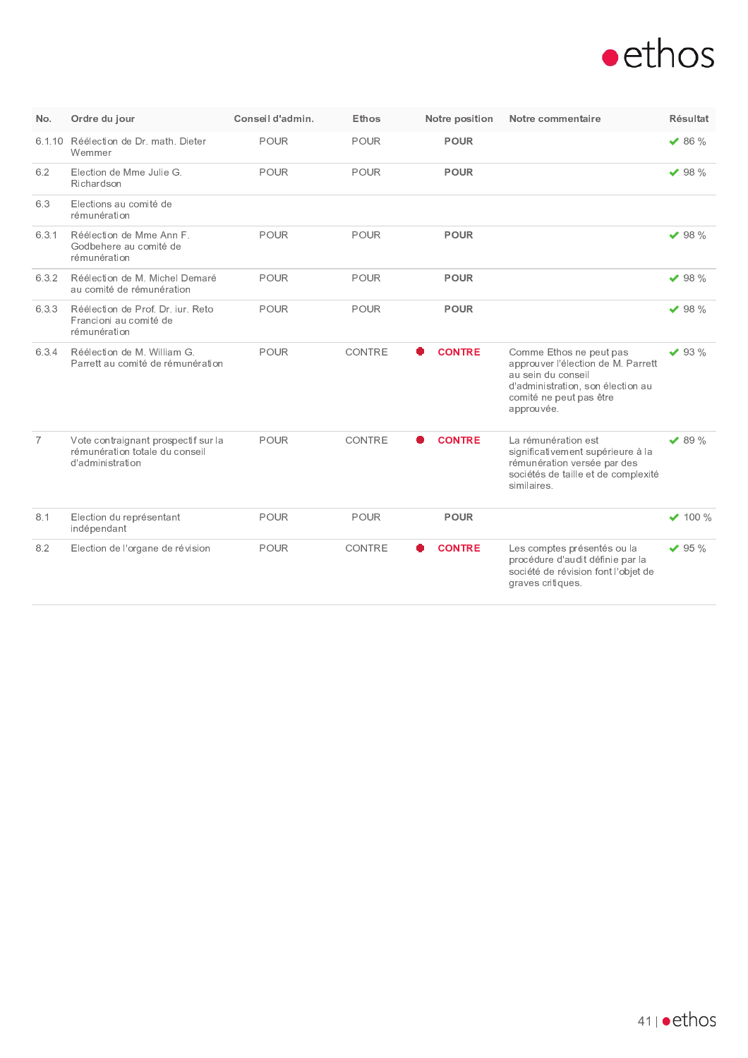| No. | Ordre du jour | Conseil d'admin. | Ethos | Notre position | Notre commentaire | Résultat |
|---|---|---|---|---|---|---|
| 6.1.10 | Réélection de Dr. math. Dieter Wemmer | POUR | POUR | **POUR** | | ✔ 86 % |
| 6.2 | Election de Mme Julie G. Richardson | POUR | POUR | **POUR** | | ✔ 98 % |
| 6.3 | Elections au comité de rémunération | | | | | |
| 6.3.1 | Réélection de Mme Ann F. Godbehere au comité de rémunération | POUR | POUR | **POUR** | | ✔ 98 % |
| 6.3.2 | Réélection de M. Michel Demaré au comité de rémunération | POUR | POUR | **POUR** | | ✔ 98 % |
| 6.3.3 | Réélection de Prof. Dr. iur. Reto Francioni au comité de rémunération | POUR | POUR | **POUR** | | ✔ 98 % |
| 6.3.4 | Réélection de M. William G. Parrett au comité de rémunération | POUR | CONTRE | **CONTRE** | Comme Ethos ne peut pas approuver l'élection de M. Parrett au sein du conseil d'administration, son élection au comité ne peut pas être approuvée. | ✔ 93 % |
| 7 | Vote contraignant prospectif sur la rémunération totale du conseil d'administration | POUR | CONTRE | **CONTRE** | La rémunération est significativement supérieure à la rémunération versée par des sociétés de taille et de complexité similaires. | ✔ 89 % |
| 8.1 | Election du représentant indépendant | POUR | POUR | **POUR** | | ✔ 100 % |
| 8.2 | Election de l'organe de révision | POUR | CONTRE | **CONTRE** | Les comptes présentés ou la procédure d'audit définie par la société de révision font l'objet de graves critiques. | ✔ 95 % |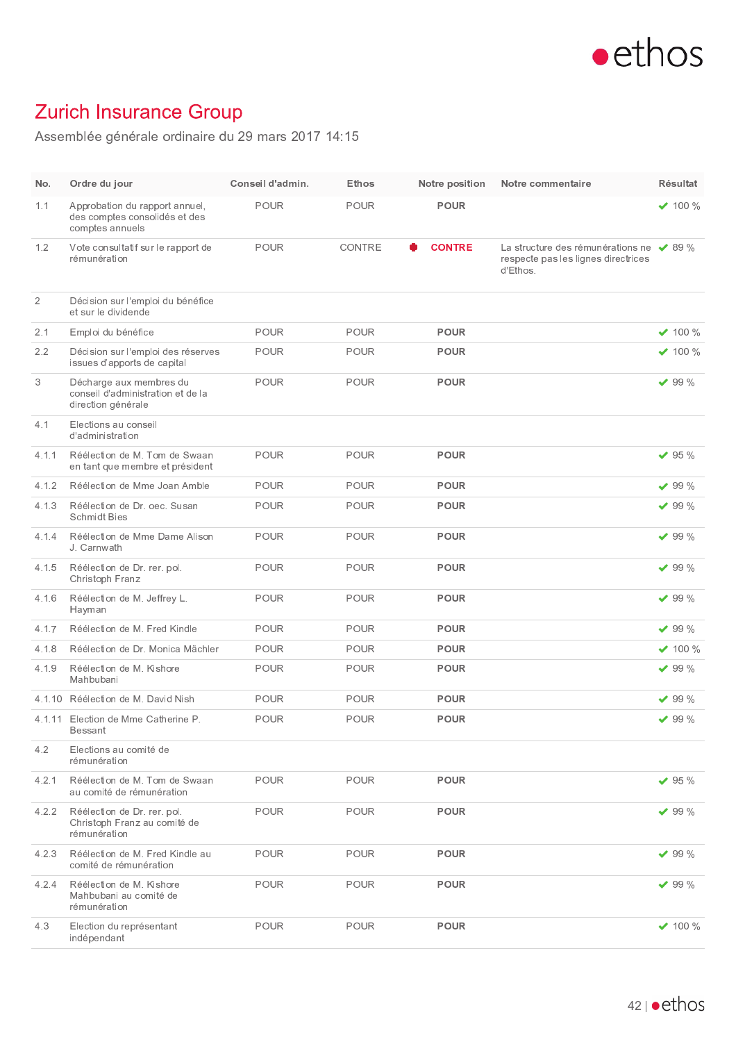# Zurich Insurance Group

Assemblée générale ordinaire du 29 mars 2017 14:15

| No. | Ordre du jour | Conseil d'admin. | Ethos | Notre position | Notre commentaire | Résultat |
|---|---|---|---|---|---|---|
| 1.1 | Approbation du rapport annuel, des comptes consolidés et des comptes annuels | POUR | POUR | **POUR** | | ✔ 100 % |
| 1.2 | Vote consultatif sur le rapport de rémunération | POUR | CONTRE | **CONTRE** | La structure des rémunérations ne respecte pas les lignes directrices d'Ethos. | ✔ 89 % |
| 2 | Décision sur l'emploi du bénéfice et sur le dividende | | | | | |
| 2.1 | Emploi du bénéfice | POUR | POUR | **POUR** | | ✔ 100 % |
| 2.2 | Décision sur l'emploi des réserves issues d'apports de capital | POUR | POUR | **POUR** | | ✔ 100 % |
| 3 | Décharge aux membres du conseil d'administration et de la direction générale | POUR | POUR | **POUR** | | ✔ 99 % |
| 4.1 | Elections au conseil d'administration | | | | | |
| 4.1.1 | Réélection de M. Tom de Swaan en tant que membre et président | POUR | POUR | **POUR** | | ✔ 95 % |
| 4.1.2 | Réélection de Mme Joan Amble | POUR | POUR | **POUR** | | ✔ 99 % |
| 4.1.3 | Réélection de Dr. oec. Susan Schmidt Bies | POUR | POUR | **POUR** | | ✔ 99 % |
| 4.1.4 | Réélection de Mme Dame Alison J. Carnwath | POUR | POUR | **POUR** | | ✔ 99 % |
| 4.1.5 | Réélection de Dr. rer. pol. Christoph Franz | POUR | POUR | **POUR** | | ✔ 99 % |
| 4.1.6 | Réélection de M. Jeffrey L. Hayman | POUR | POUR | **POUR** | | ✔ 99 % |
| 4.1.7 | Réélection de M. Fred Kindle | POUR | POUR | **POUR** | | ✔ 99 % |
| 4.1.8 | Réélection de Dr. Monica Mächler | POUR | POUR | **POUR** | | ✔ 100 % |
| 4.1.9 | Réélection de M. Kishore Mahbubani | POUR | POUR | **POUR** | | ✔ 99 % |
| 4.1.10 | Réélection de M. David Nish | POUR | POUR | **POUR** | | ✔ 99 % |
| 4.1.11 | Election de Mme Catherine P. Bessant | POUR | POUR | **POUR** | | ✔ 99 % |
| 4.2 | Elections au comité de rémunération | | | | | |
| 4.2.1 | Réélection de M. Tom de Swaan au comité de rémunération | POUR | POUR | **POUR** | | ✔ 95 % |
| 4.2.2 | Réélection de Dr. rer. pol. Christoph Franz au comité de rémunération | POUR | POUR | **POUR** | | ✔ 99 % |
| 4.2.3 | Réélection de M. Fred Kindle au comité de rémunération | POUR | POUR | **POUR** | | ✔ 99 % |
| 4.2.4 | Réélection de M. Kishore Mahbubani au comité de rémunération | POUR | POUR | **POUR** | | ✔ 99 % |
| 4.3 | Election du représentant indépendant | POUR | POUR | **POUR** | | ✔ 100 % |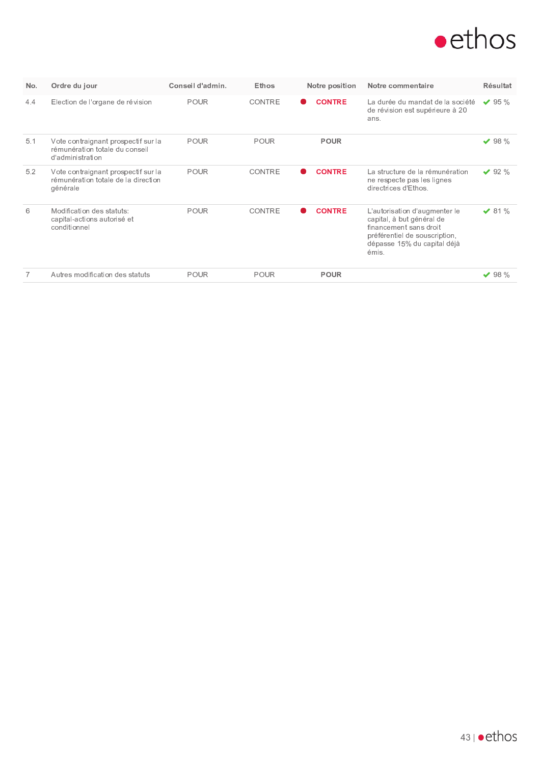| No. | Ordre du jour | Conseil d'admin. | Ethos | Notre position | Notre commentaire | Résultat |
|---|---|---|---|---|---|---|
| 4.4 | Election de l'organe de révision | POUR | CONTRE | CONTRE | La durée du mandat de la société de révision est supérieure à 20 ans. | ✔ 95 % |
| 5.1 | Vote contraignant prospectif sur la rémunération totale du conseil d'administration | POUR | POUR | POUR | | ✔ 98 % |
| 5.2 | Vote contraignant prospectif sur la rémunération totale de la direction générale | POUR | CONTRE | CONTRE | La structure de la rémunération ne respecte pas les lignes directrices d'Ethos. | ✔ 92 % |
| 6 | Modification des statuts: capital-actions autorisé et conditionnel | POUR | CONTRE | CONTRE | L'autorisation d'augmenter le capital, à but général de financement sans droit préférentiel de souscription, dépasse 15% du capital déjà émis. | ✔ 81 % |
| 7 | Autres modification des statuts | POUR | POUR | POUR | | ✔ 98 % |